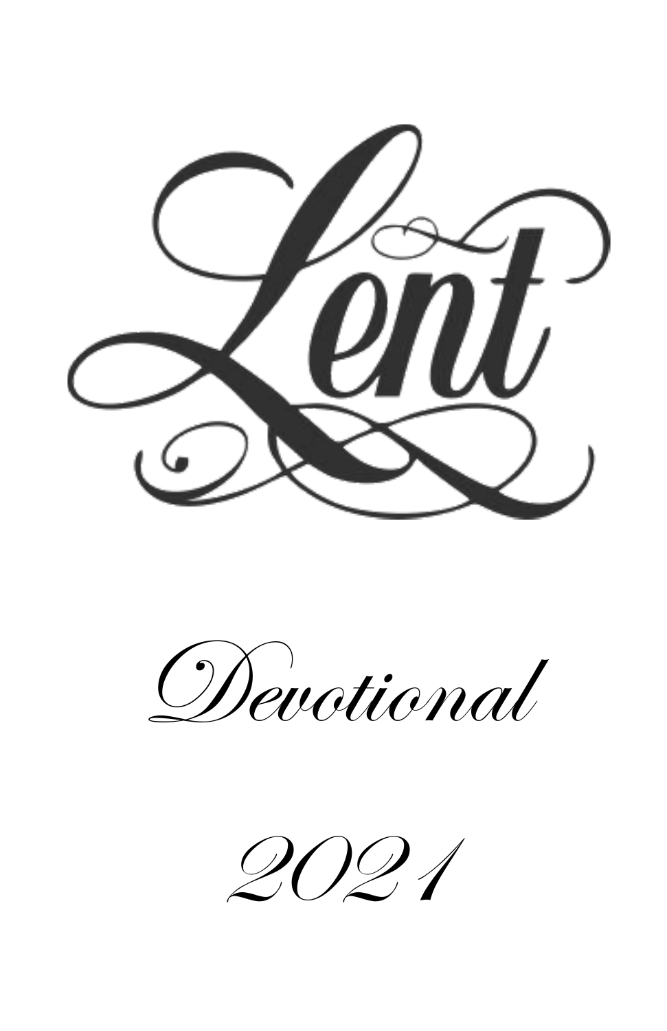# Lent

## Devotional

## 2021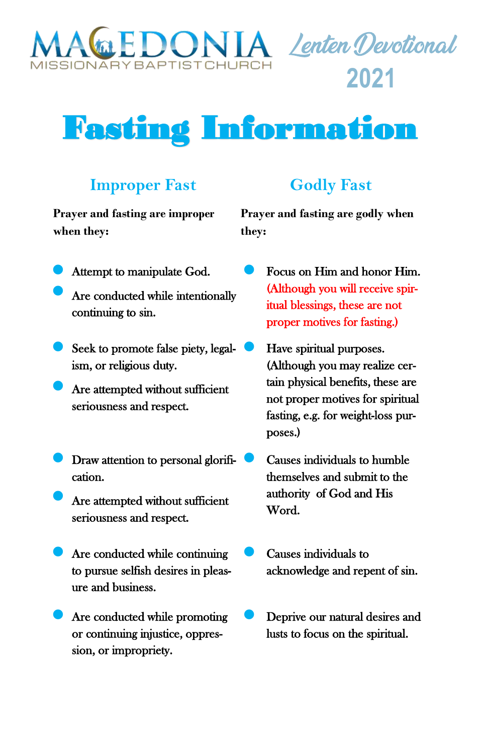MACEDONIA MISSIONARY BAPTIST CHURCH

Lenten Devotional 2021

# Fasting Information

## Improper Fast

**Prayer and fasting are improper when they:**

- Attempt to manipulate God.
- Are conducted while intentionally continuing to sin.
- Seek to promote false piety, legalism, or religious duty.
- Are attempted without sufficient seriousness and respect.
- Draw attention to personal glorification.
- Are attempted without sufficient seriousness and respect.
- Are conducted while continuing to pursue selfish desires in pleasure and business.
- Are conducted while promoting or continuing injustice, oppression, or impropriety.

## Godly Fast

**Prayer and fasting are godly when they:**

- Focus on Him and honor Him. (Although you will receive spiritual blessings, these are not proper motives for fasting.)
- Have spiritual purposes. (Although you may realize certain physical benefits, these are not proper motives for spiritual fasting, e.g. for weight-loss purposes.)
- Causes individuals to humble themselves and submit to the authority of God and His Word.
- Causes individuals to acknowledge and repent of sin.
- Deprive our natural desires and lusts to focus on the spiritual.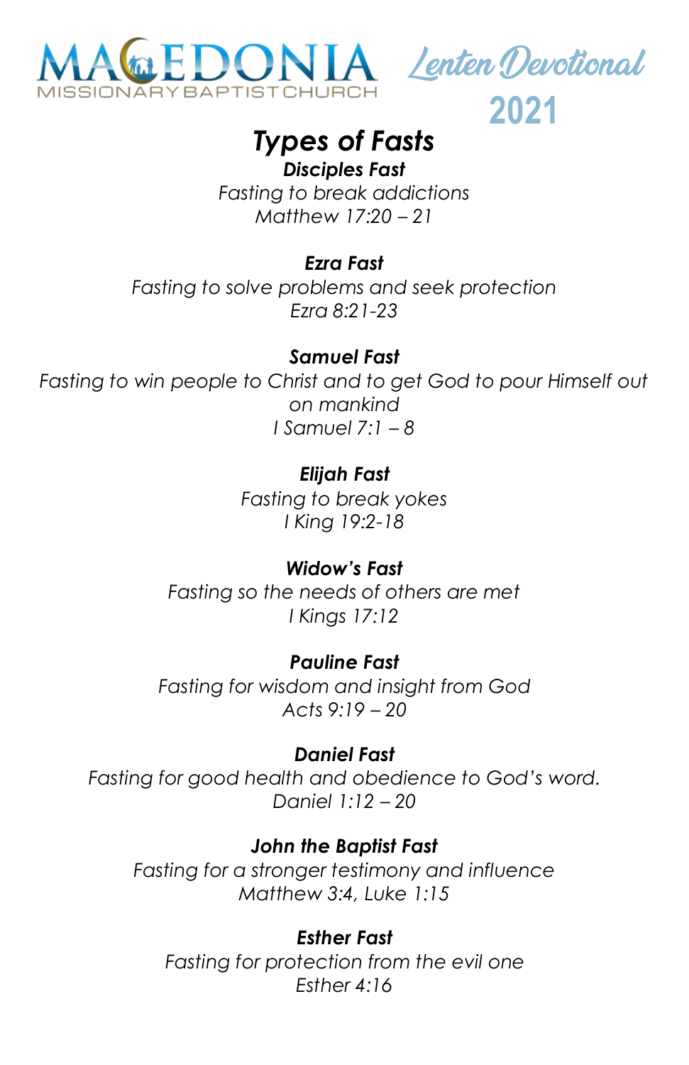MACEDONIA MISSIONARY BAPTIST CHURCH

*Lenten Devotional*
**2021**

# *Types of Fasts*

***Disciples Fast***
*Fasting to break addictions*
*Matthew 17:20 – 21*

***Ezra Fast***
*Fasting to solve problems and seek protection*
*Ezra 8:21-23*

***Samuel Fast***
*Fasting to win people to Christ and to get God to pour Himself out on mankind*
*I Samuel 7:1 – 8*

***Elijah Fast***
*Fasting to break yokes*
*I King 19:2-18*

***Widow's Fast***
*Fasting so the needs of others are met*
*I Kings 17:12*

***Pauline Fast***
*Fasting for wisdom and insight from God*
*Acts 9:19 – 20*

***Daniel Fast***
*Fasting for good health and obedience to God's word.*
*Daniel 1:12 – 20*

***John the Baptist Fast***
*Fasting for a stronger testimony and influence*
*Matthew 3:4, Luke 1:15*

***Esther Fast***
*Fasting for protection from the evil one*
*Esther 4:16*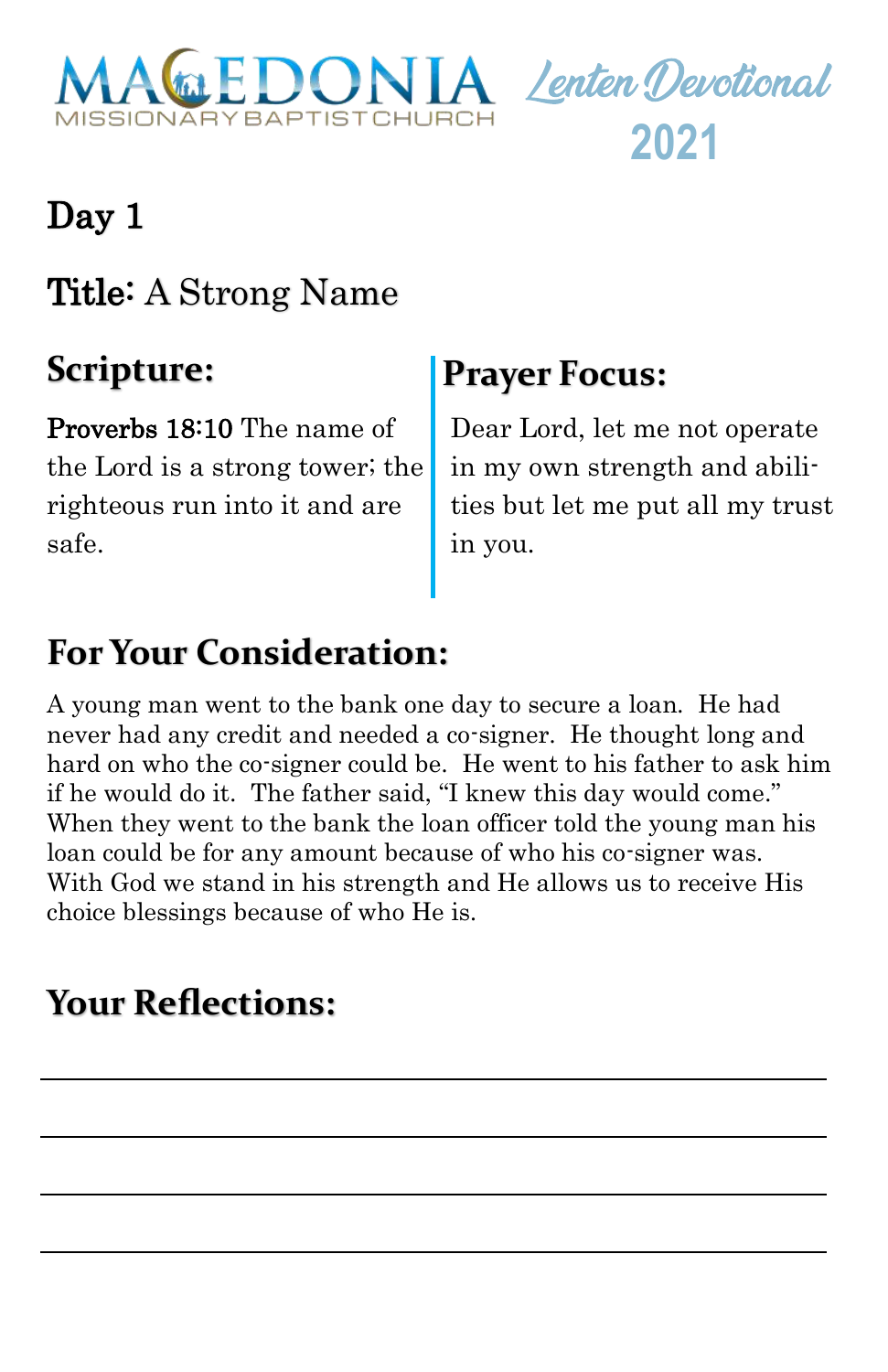MACEDONIA MISSIONARY BAPTIST CHURCH

Lenten Devotional 2021

# Day 1

## Title: A Strong Name

## Scripture:

**Proverbs 18:10** The name of the Lord is a strong tower; the righteous run into it and are safe.

## Prayer Focus:

Dear Lord, let me not operate in my own strength and abilities but let me put all my trust in you.

## For Your Consideration:

A young man went to the bank one day to secure a loan. He had never had any credit and needed a co-signer. He thought long and hard on who the co-signer could be. He went to his father to ask him if he would do it. The father said, "I knew this day would come." When they went to the bank the loan officer told the young man his loan could be for any amount because of who his co-signer was. With God we stand in his strength and He allows us to receive His choice blessings because of who He is.

## Your Reflections:

\_\_\_\_\_\_\_\_\_\_\_\_\_\_\_\_\_\_\_\_\_\_\_\_\_\_\_\_\_\_\_\_\_\_\_\_\_\_\_\_

\_\_\_\_\_\_\_\_\_\_\_\_\_\_\_\_\_\_\_\_\_\_\_\_\_\_\_\_\_\_\_\_\_\_\_\_\_\_\_\_

\_\_\_\_\_\_\_\_\_\_\_\_\_\_\_\_\_\_\_\_\_\_\_\_\_\_\_\_\_\_\_\_\_\_\_\_\_\_\_\_

\_\_\_\_\_\_\_\_\_\_\_\_\_\_\_\_\_\_\_\_\_\_\_\_\_\_\_\_\_\_\_\_\_\_\_\_\_\_\_\_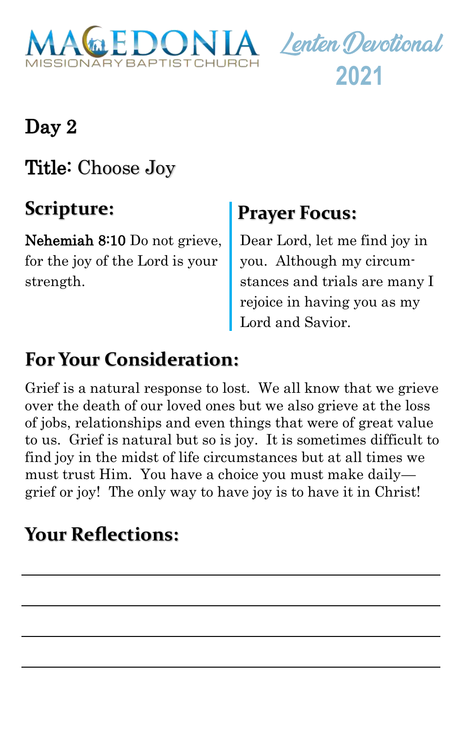MACEDONIA MISSIONARY BAPTIST CHURCH

Lenten Devotional 2021

## Day 2

## Title: Choose Joy

### Scripture:

**Nehemiah 8:10** Do not grieve, for the joy of the Lord is your strength.

### Prayer Focus:

Dear Lord, let me find joy in you. Although my circumstances and trials are many I rejoice in having you as my Lord and Savior.

### For Your Consideration:

Grief is a natural response to lost. We all know that we grieve over the death of our loved ones but we also grieve at the loss of jobs, relationships and even things that were of great value to us. Grief is natural but so is joy. It is sometimes difficult to find joy in the midst of life circumstances but at all times we must trust Him. You have a choice you must make daily—grief or joy! The only way to have joy is to have it in Christ!

### Your Reflections:

\_\_\_\_\_\_\_\_\_\_\_\_\_\_\_\_\_\_\_\_\_\_\_\_\_\_\_\_\_\_\_\_\_\_\_\_\_\_\_\_

\_\_\_\_\_\_\_\_\_\_\_\_\_\_\_\_\_\_\_\_\_\_\_\_\_\_\_\_\_\_\_\_\_\_\_\_\_\_\_\_

\_\_\_\_\_\_\_\_\_\_\_\_\_\_\_\_\_\_\_\_\_\_\_\_\_\_\_\_\_\_\_\_\_\_\_\_\_\_\_\_

\_\_\_\_\_\_\_\_\_\_\_\_\_\_\_\_\_\_\_\_\_\_\_\_\_\_\_\_\_\_\_\_\_\_\_\_\_\_\_\_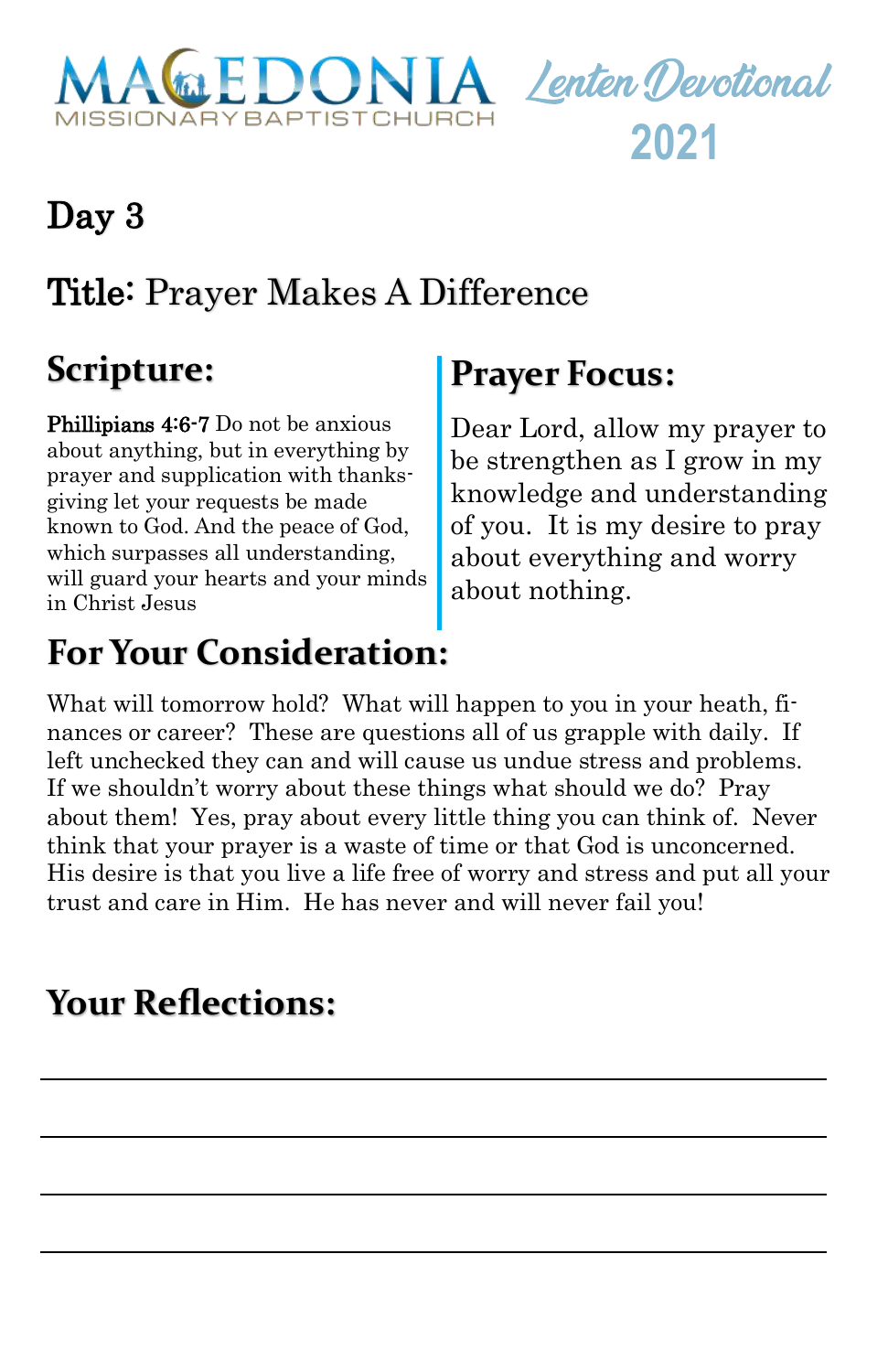MACEDONIA MISSIONARY BAPTIST CHURCH

*Lenten Devotional* **2021**

## Day 3

## Title: Prayer Makes A Difference

## Scripture:

**Phillipians 4:6-7** Do not be anxious about anything, but in everything by prayer and supplication with thanksgiving let your requests be made known to God. And the peace of God, which surpasses all understanding, will guard your hearts and your minds in Christ Jesus

## Prayer Focus:

Dear Lord, allow my prayer to be strengthen as I grow in my knowledge and understanding of you. It is my desire to pray about everything and worry about nothing.

## For Your Consideration:

What will tomorrow hold? What will happen to you in your heath, finances or career? These are questions all of us grapple with daily. If left unchecked they can and will cause us undue stress and problems. If we shouldn't worry about these things what should we do? Pray about them! Yes, pray about every little thing you can think of. Never think that your prayer is a waste of time or that God is unconcerned. His desire is that you live a life free of worry and stress and put all your trust and care in Him. He has never and will never fail you!

## Your Reflections:

\_\_\_\_\_\_\_\_\_\_\_\_\_\_\_\_\_\_\_\_\_\_\_\_\_\_\_\_\_\_\_\_\_\_\_\_\_\_\_\_

\_\_\_\_\_\_\_\_\_\_\_\_\_\_\_\_\_\_\_\_\_\_\_\_\_\_\_\_\_\_\_\_\_\_\_\_\_\_\_\_

\_\_\_\_\_\_\_\_\_\_\_\_\_\_\_\_\_\_\_\_\_\_\_\_\_\_\_\_\_\_\_\_\_\_\_\_\_\_\_\_

\_\_\_\_\_\_\_\_\_\_\_\_\_\_\_\_\_\_\_\_\_\_\_\_\_\_\_\_\_\_\_\_\_\_\_\_\_\_\_\_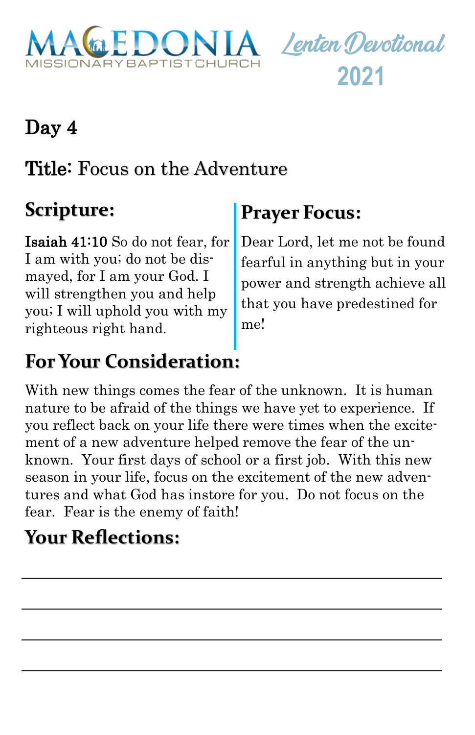# Day 4

## Title: Focus on the Adventure

### Scripture:

**Isaiah 41:10** So do not fear, for I am with you; do not be dismayed, for I am your God. I will strengthen you and help you; I will uphold you with my righteous right hand.

### Prayer Focus:

Dear Lord, let me not be found fearful in anything but in your power and strength achieve all that you have predestined for me!

### For Your Consideration:

With new things comes the fear of the unknown. It is human nature to be afraid of the things we have yet to experience. If you reflect back on your life there were times when the excitement of a new adventure helped remove the fear of the unknown. Your first days of school or a first job. With this new season in your life, focus on the excitement of the new adventures and what God has instore for you. Do not focus on the fear. Fear is the enemy of faith!

### Your Reflections: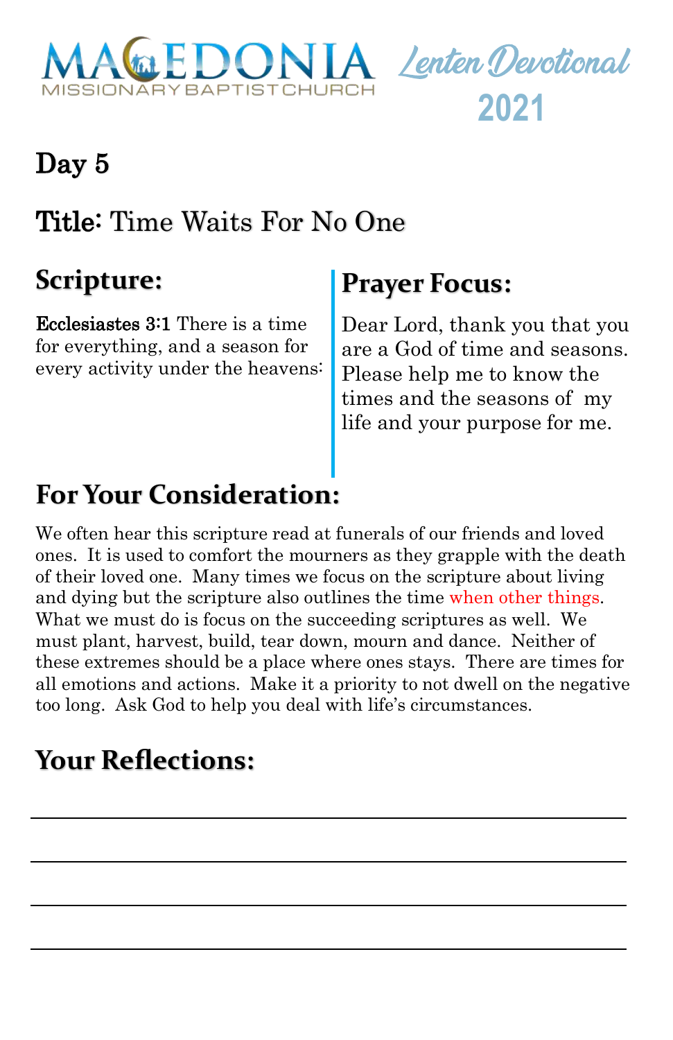MACEDONIA MISSIONARY BAPTIST CHURCH

Lenten Devotional 2021

# Day 5

## Title: Time Waits For No One

## Scripture:

**Ecclesiastes 3:1** There is a time for everything, and a season for every activity under the heavens:

## Prayer Focus:

Dear Lord, thank you that you are a God of time and seasons. Please help me to know the times and the seasons of my life and your purpose for me.

## For Your Consideration:

We often hear this scripture read at funerals of our friends and loved ones. It is used to comfort the mourners as they grapple with the death of their loved one. Many times we focus on the scripture about living and dying but the scripture also outlines the time when other things. What we must do is focus on the succeeding scriptures as well. We must plant, harvest, build, tear down, mourn and dance. Neither of these extremes should be a place where ones stays. There are times for all emotions and actions. Make it a priority to not dwell on the negative too long. Ask God to help you deal with life's circumstances.

## Your Reflections:

______________________________________________

______________________________________________

______________________________________________

______________________________________________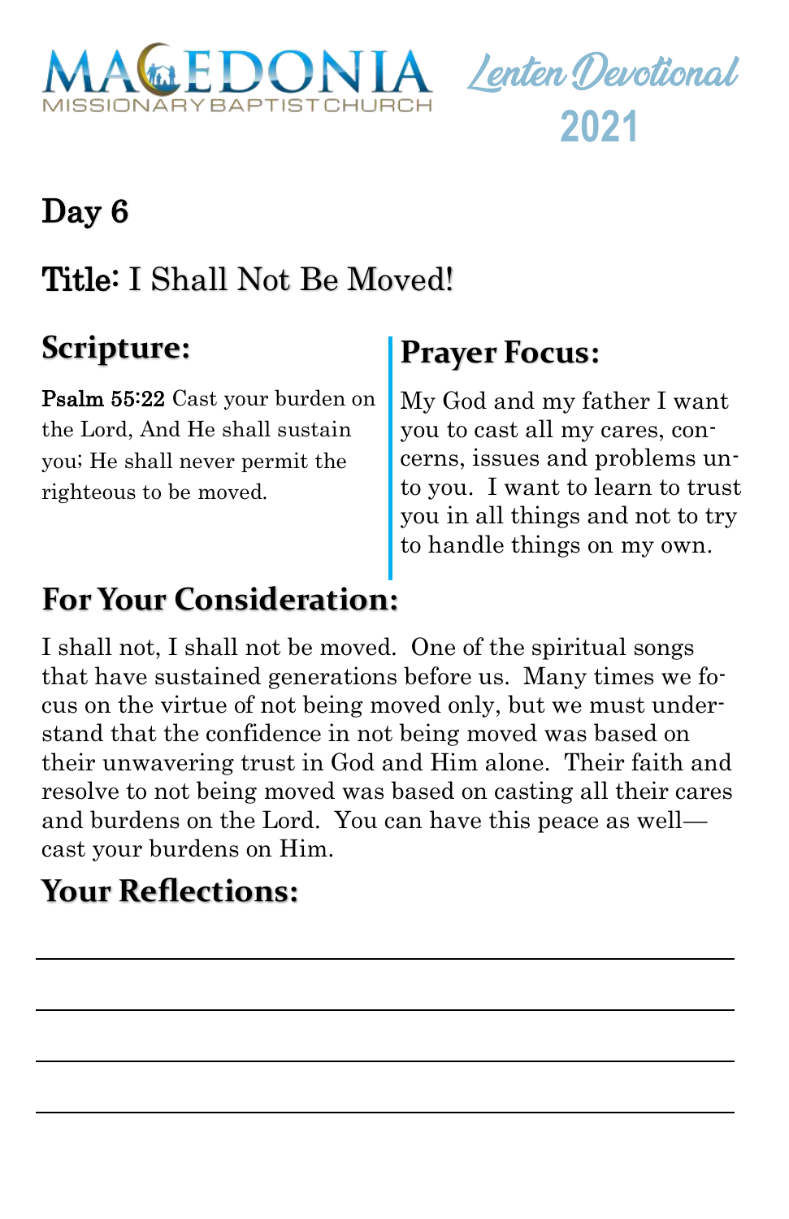MACEDONIA MISSIONARY BAPTIST CHURCH

Lenten Devotional 2021

# Day 6

## Title: I Shall Not Be Moved!

## Scripture:

**Psalm 55:22** Cast your burden on the Lord, And He shall sustain you; He shall never permit the righteous to be moved.

## Prayer Focus:

My God and my father I want you to cast all my cares, concerns, issues and problems unto you. I want to learn to trust you in all things and not to try to handle things on my own.

## For Your Consideration:

I shall not, I shall not be moved. One of the spiritual songs that have sustained generations before us. Many times we focus on the virtue of not being moved only, but we must understand that the confidence in not being moved was based on their unwavering trust in God and Him alone. Their faith and resolve to not being moved was based on casting all their cares and burdens on the Lord. You can have this peace as well—cast your burdens on Him.

## Your Reflections:

______________________________________________

______________________________________________

______________________________________________

______________________________________________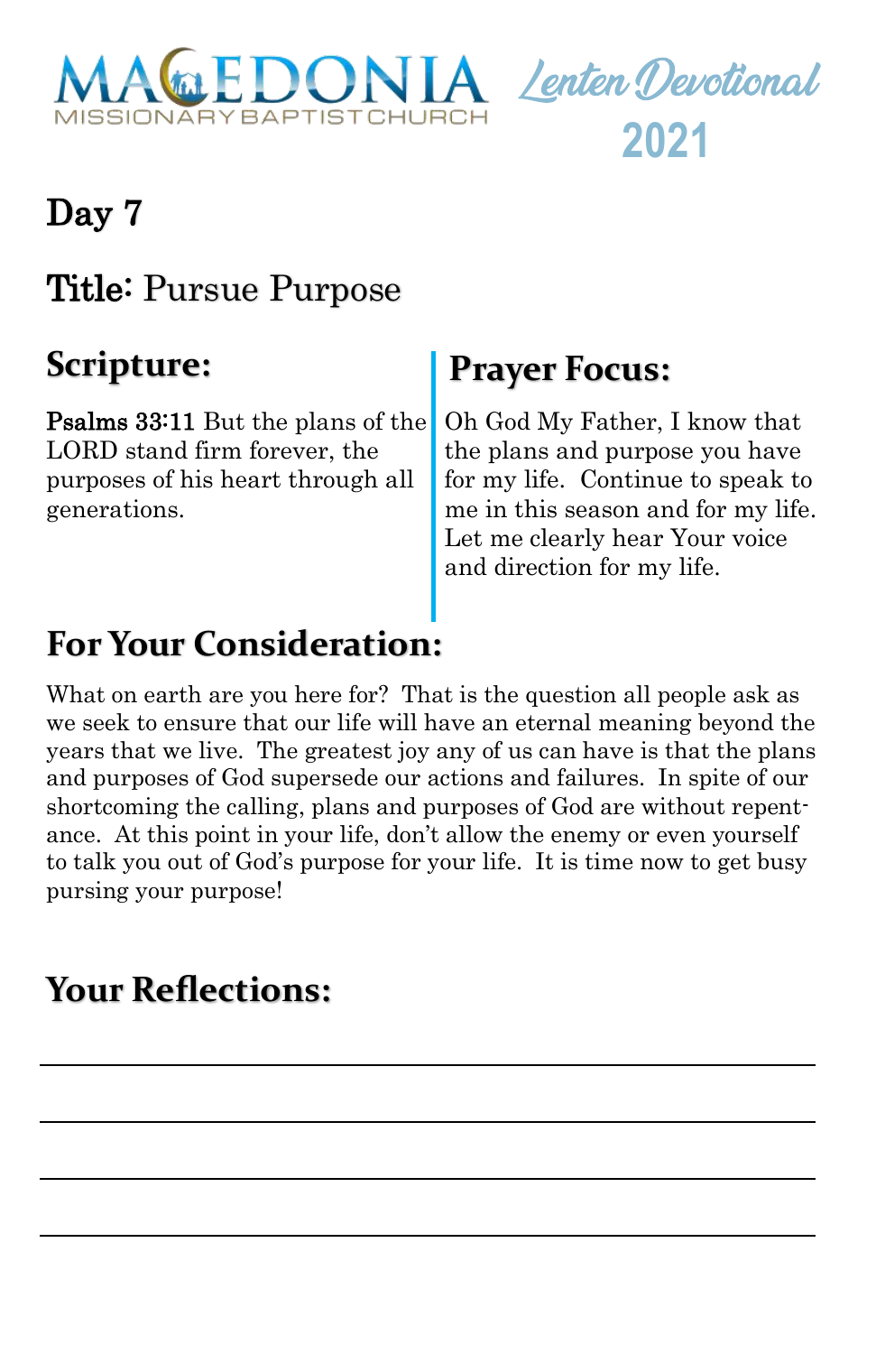MACEDONIA MISSIONARY BAPTIST CHURCH

Lenten Devotional 2021

# Day 7

## Title: Pursue Purpose

## Scripture:

**Psalms 33:11** But the plans of the LORD stand firm forever, the purposes of his heart through all generations.

## Prayer Focus:

Oh God My Father, I know that the plans and purpose you have for my life. Continue to speak to me in this season and for my life. Let me clearly hear Your voice and direction for my life.

## For Your Consideration:

What on earth are you here for? That is the question all people ask as we seek to ensure that our life will have an eternal meaning beyond the years that we live. The greatest joy any of us can have is that the plans and purposes of God supersede our actions and failures. In spite of our shortcoming the calling, plans and purposes of God are without repentance. At this point in your life, don't allow the enemy or even yourself to talk you out of God's purpose for your life. It is time now to get busy pursing your purpose!

## Your Reflections:

______________________________________________

______________________________________________

______________________________________________

______________________________________________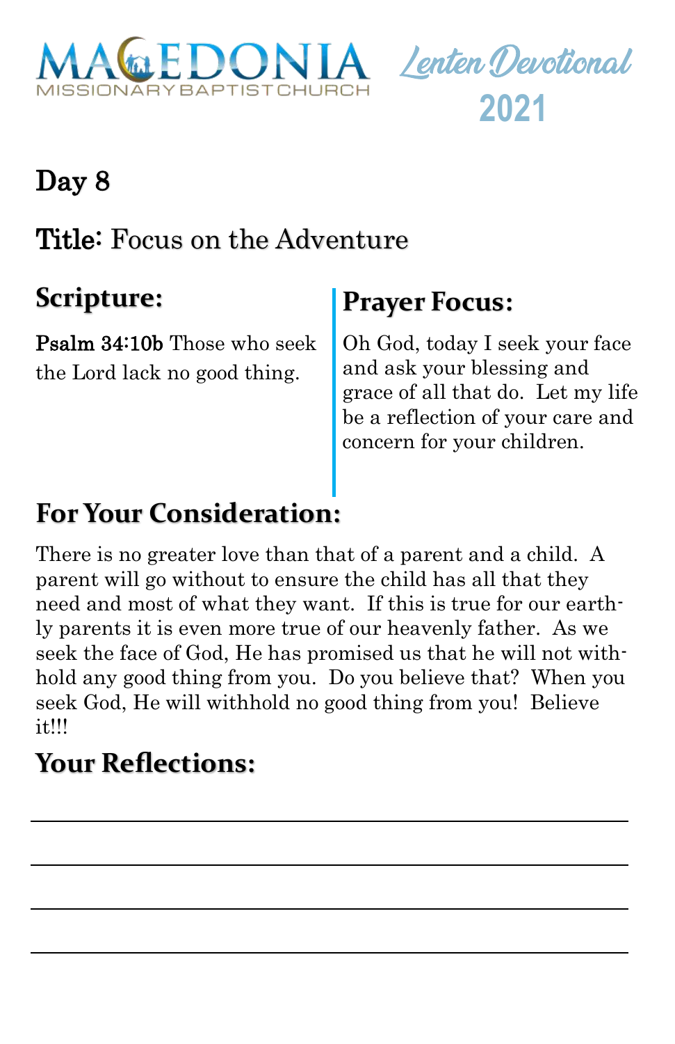MACEDONIA MISSIONARY BAPTIST CHURCH

Lenten Devotional 2021

## Day 8

## Title: Focus on the Adventure

### Scripture:

**Psalm 34:10b** Those who seek the Lord lack no good thing.

### Prayer Focus:

Oh God, today I seek your face and ask your blessing and grace of all that do. Let my life be a reflection of your care and concern for your children.

### For Your Consideration:

There is no greater love than that of a parent and a child. A parent will go without to ensure the child has all that they need and most of what they want. If this is true for our earthly parents it is even more true of our heavenly father. As we seek the face of God, He has promised us that he will not withhold any good thing from you. Do you believe that? When you seek God, He will withhold no good thing from you! Believe it!!!

### Your Reflections:

___

___

___

___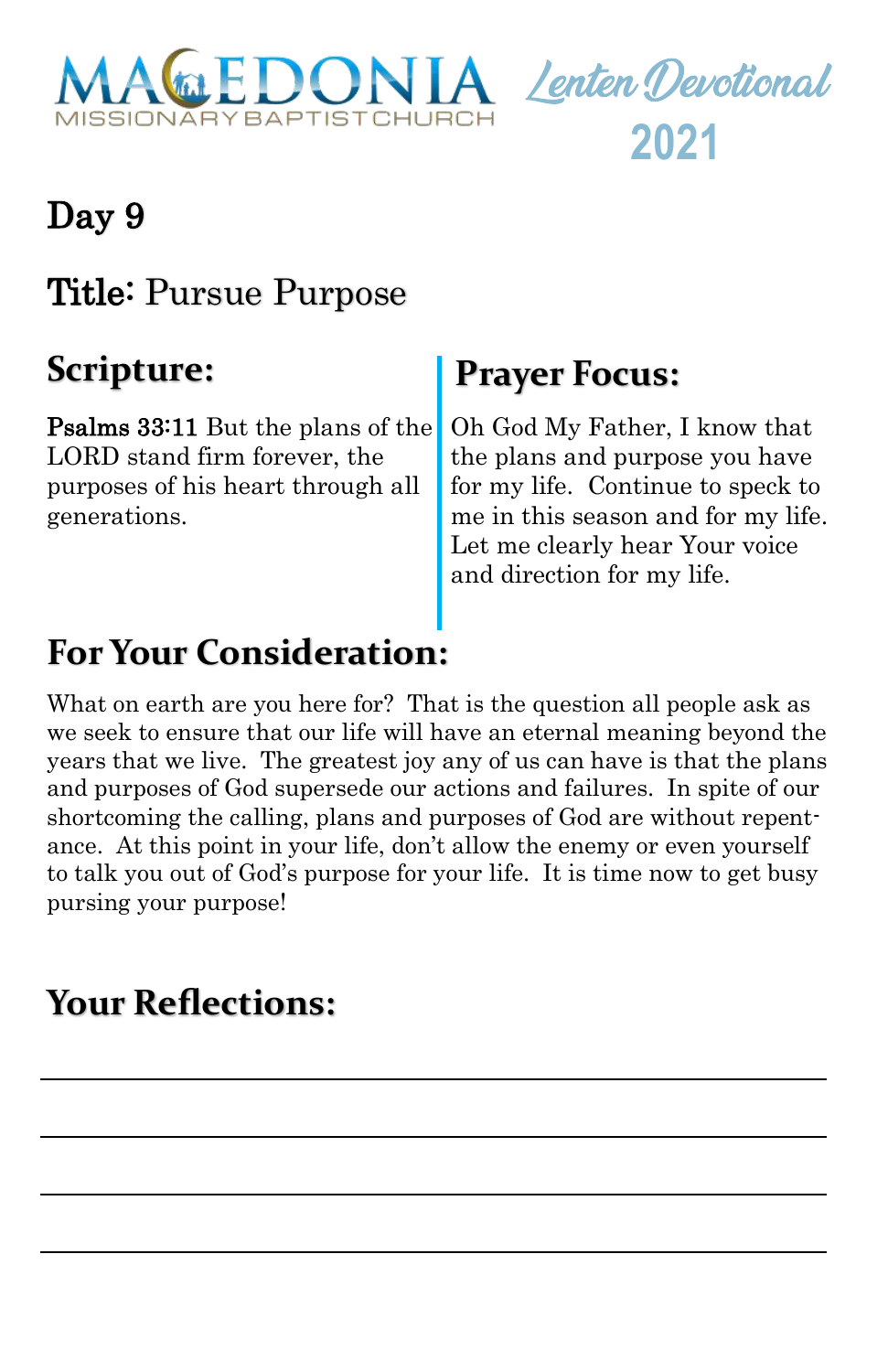MACEDONIA MISSIONARY BAPTIST CHURCH

Lenten Devotional 2021

## Day 9

## Title: Pursue Purpose

## Scripture:

**Psalms 33:11** But the plans of the LORD stand firm forever, the purposes of his heart through all generations.

## Prayer Focus:

Oh God My Father, I know that the plans and purpose you have for my life. Continue to speck to me in this season and for my life. Let me clearly hear Your voice and direction for my life.

## For Your Consideration:

What on earth are you here for? That is the question all people ask as we seek to ensure that our life will have an eternal meaning beyond the years that we live. The greatest joy any of us can have is that the plans and purposes of God supersede our actions and failures. In spite of our shortcoming the calling, plans and purposes of God are without repentance. At this point in your life, don't allow the enemy or even yourself to talk you out of God's purpose for your life. It is time now to get busy pursing your purpose!

## Your Reflections:

______________________________________________

______________________________________________

______________________________________________

______________________________________________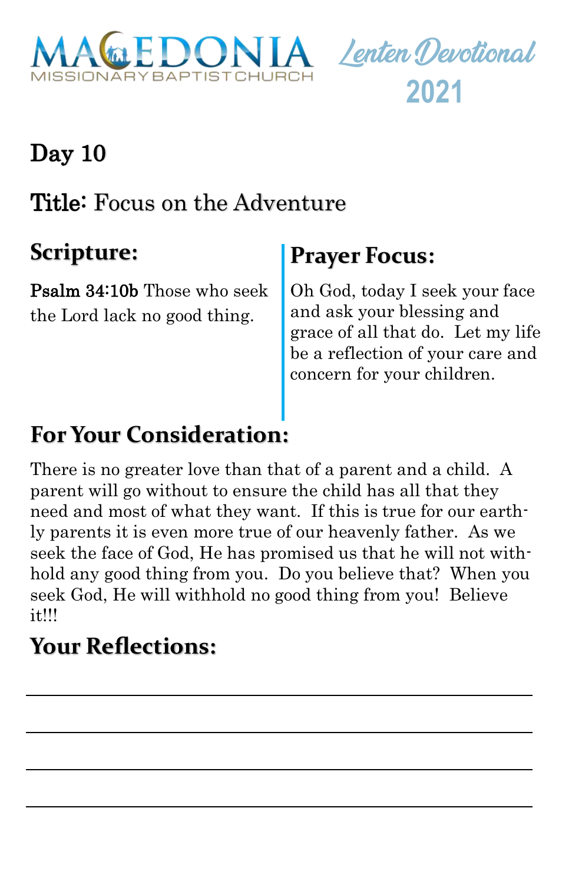MACEDONIA MISSIONARY BAPTIST CHURCH

Lenten Devotional 2021

## Day 10

## Title: Focus on the Adventure

### Scripture:

**Psalm 34:10b** Those who seek the Lord lack no good thing.

### Prayer Focus:

Oh God, today I seek your face and ask your blessing and grace of all that do. Let my life be a reflection of your care and concern for your children.

### For Your Consideration:

There is no greater love than that of a parent and a child. A parent will go without to ensure the child has all that they need and most of what they want. If this is true for our earthly parents it is even more true of our heavenly father. As we seek the face of God, He has promised us that he will not withhold any good thing from you. Do you believe that? When you seek God, He will withhold no good thing from you! Believe it!!!

### Your Reflections:

______________________________________________

______________________________________________

______________________________________________

______________________________________________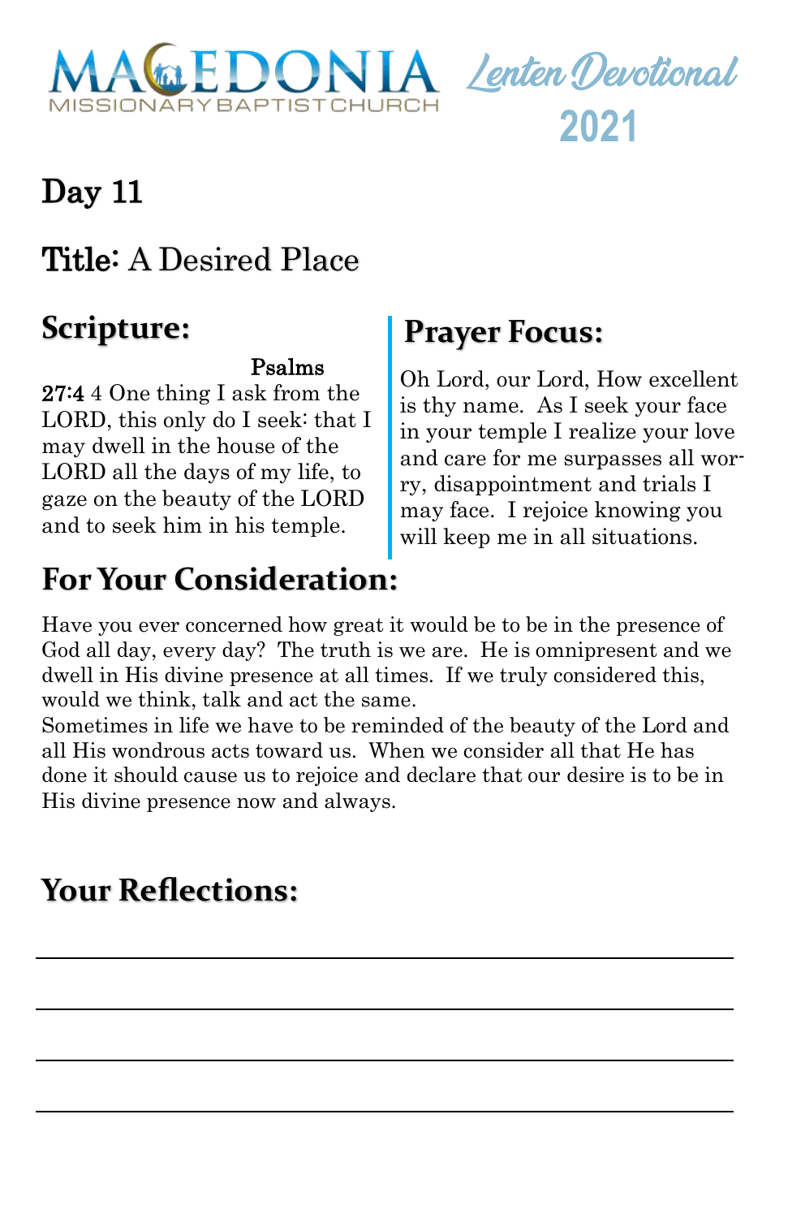# Day 11

## Title: A Desired Place

## Scripture:

Psalms 27:4 4 One thing I ask from the LORD, this only do I seek: that I may dwell in the house of the LORD all the days of my life, to gaze on the beauty of the LORD and to seek him in his temple.

## Prayer Focus:

Oh Lord, our Lord, How excellent is thy name. As I seek your face in your temple I realize your love and care for me surpasses all worry, disappointment and trials I may face. I rejoice knowing you will keep me in all situations.

## For Your Consideration:

Have you ever concerned how great it would be to be in the presence of God all day, every day? The truth is we are. He is omnipresent and we dwell in His divine presence at all times. If we truly considered this, would we think, talk and act the same.

Sometimes in life we have to be reminded of the beauty of the Lord and all His wondrous acts toward us. When we consider all that He has done it should cause us to rejoice and declare that our desire is to be in His divine presence now and always.

## Your Reflections:

\_\_\_\_\_\_\_\_\_\_\_\_\_\_\_\_\_\_\_\_\_\_\_\_\_\_\_\_\_\_\_\_\_\_\_\_\_\_\_\_\_\_\_\_

\_\_\_\_\_\_\_\_\_\_\_\_\_\_\_\_\_\_\_\_\_\_\_\_\_\_\_\_\_\_\_\_\_\_\_\_\_\_\_\_\_\_\_\_

\_\_\_\_\_\_\_\_\_\_\_\_\_\_\_\_\_\_\_\_\_\_\_\_\_\_\_\_\_\_\_\_\_\_\_\_\_\_\_\_\_\_\_\_

\_\_\_\_\_\_\_\_\_\_\_\_\_\_\_\_\_\_\_\_\_\_\_\_\_\_\_\_\_\_\_\_\_\_\_\_\_\_\_\_\_\_\_\_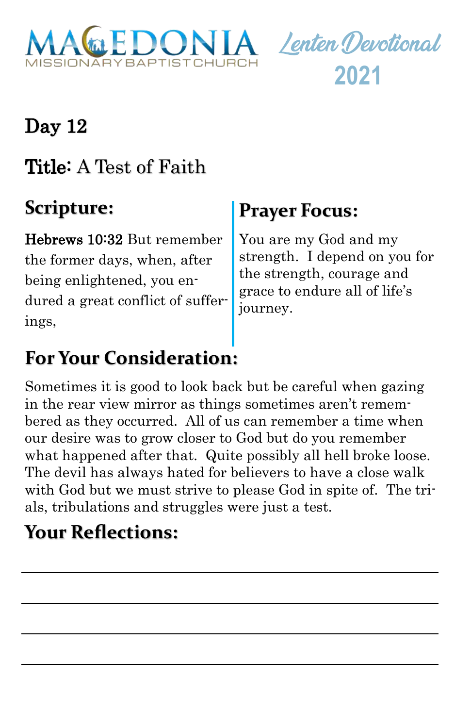# Day 12

## Title: A Test of Faith

## Scripture:

**Hebrews 10:32** But remember the former days, when, after being enlightened, you endured a great conflict of sufferings,

## Prayer Focus:

You are my God and my strength. I depend on you for the strength, courage and grace to endure all of life's journey.

## For Your Consideration:

Sometimes it is good to look back but be careful when gazing in the rear view mirror as things sometimes aren't remembered as they occurred. All of us can remember a time when our desire was to grow closer to God but do you remember what happened after that. Quite possibly all hell broke loose. The devil has always hated for believers to have a close walk with God but we must strive to please God in spite of. The trials, tribulations and struggles were just a test.

## Your Reflections:

___

___

___

___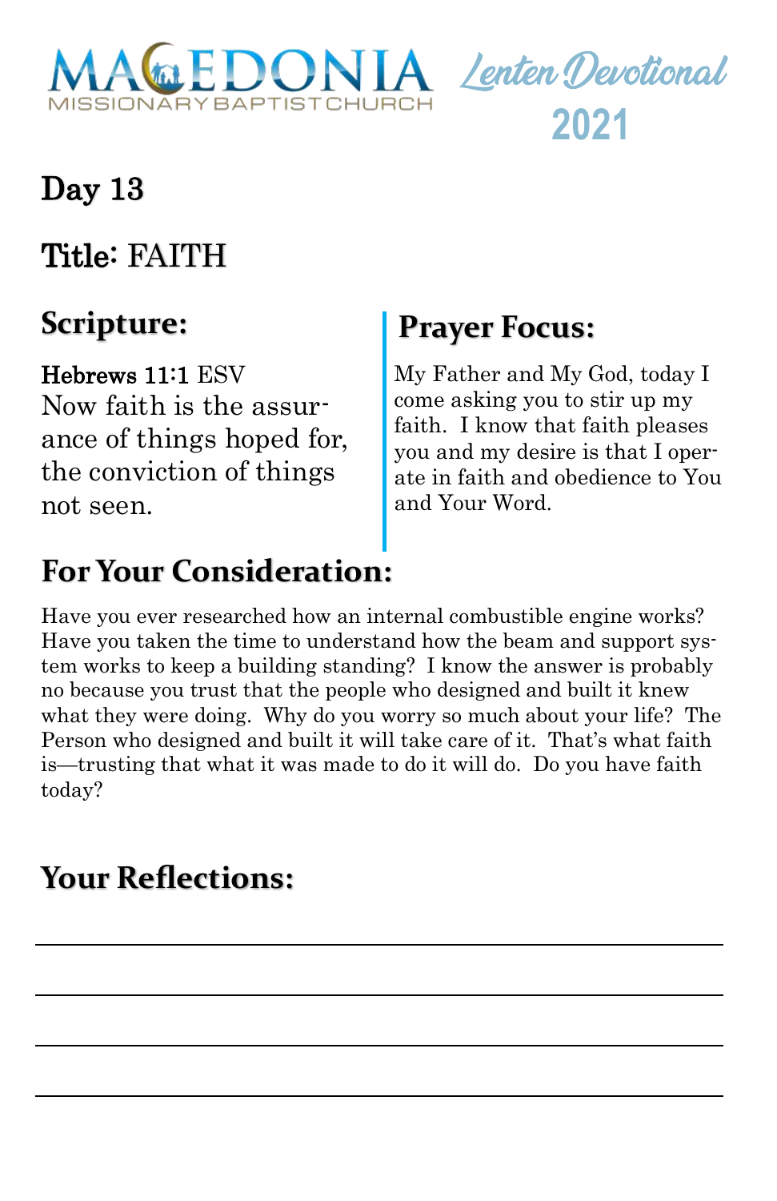MACEDONIA MISSIONARY BAPTIST CHURCH

Lenten Devotional 2021

## Day 13

## Title: FAITH

### Scripture:

**Hebrews 11:1** ESV
Now faith is the assurance of things hoped for, the conviction of things not seen.

### Prayer Focus:

My Father and My God, today I come asking you to stir up my faith. I know that faith pleases you and my desire is that I operate in faith and obedience to You and Your Word.

### For Your Consideration:

Have you ever researched how an internal combustible engine works? Have you taken the time to understand how the beam and support system works to keep a building standing? I know the answer is probably no because you trust that the people who designed and built it knew what they were doing. Why do you worry so much about your life? The Person who designed and built it will take care of it. That's what faith is—trusting that what it was made to do it will do. Do you have faith today?

### Your Reflections:

_______________________________________________

_______________________________________________

_______________________________________________

_______________________________________________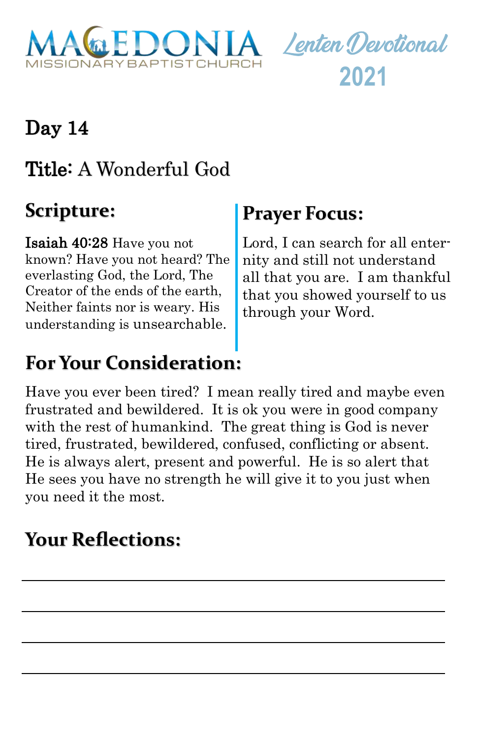MACEDONIA MISSIONARY BAPTIST CHURCH

Lenten Devotional 2021

## Day 14

## Title: A Wonderful God

### Scripture:

**Isaiah 40:28** Have you not known? Have you not heard? The everlasting God, the Lord, The Creator of the ends of the earth, Neither faints nor is weary. His understanding is unsearchable.

### Prayer Focus:

Lord, I can search for all enternity and still not understand all that you are. I am thankful that you showed yourself to us through your Word.

### For Your Consideration:

Have you ever been tired? I mean really tired and maybe even frustrated and bewildered. It is ok you were in good company with the rest of humankind. The great thing is God is never tired, frustrated, bewildered, confused, conflicting or absent. He is always alert, present and powerful. He is so alert that He sees you have no strength he will give it to you just when you need it the most.

### Your Reflections:

\_\_\_\_\_\_\_\_\_\_\_\_\_\_\_\_\_\_\_\_\_\_\_\_\_\_\_\_\_\_\_\_\_\_\_\_\_\_\_\_

\_\_\_\_\_\_\_\_\_\_\_\_\_\_\_\_\_\_\_\_\_\_\_\_\_\_\_\_\_\_\_\_\_\_\_\_\_\_\_\_

\_\_\_\_\_\_\_\_\_\_\_\_\_\_\_\_\_\_\_\_\_\_\_\_\_\_\_\_\_\_\_\_\_\_\_\_\_\_\_\_

\_\_\_\_\_\_\_\_\_\_\_\_\_\_\_\_\_\_\_\_\_\_\_\_\_\_\_\_\_\_\_\_\_\_\_\_\_\_\_\_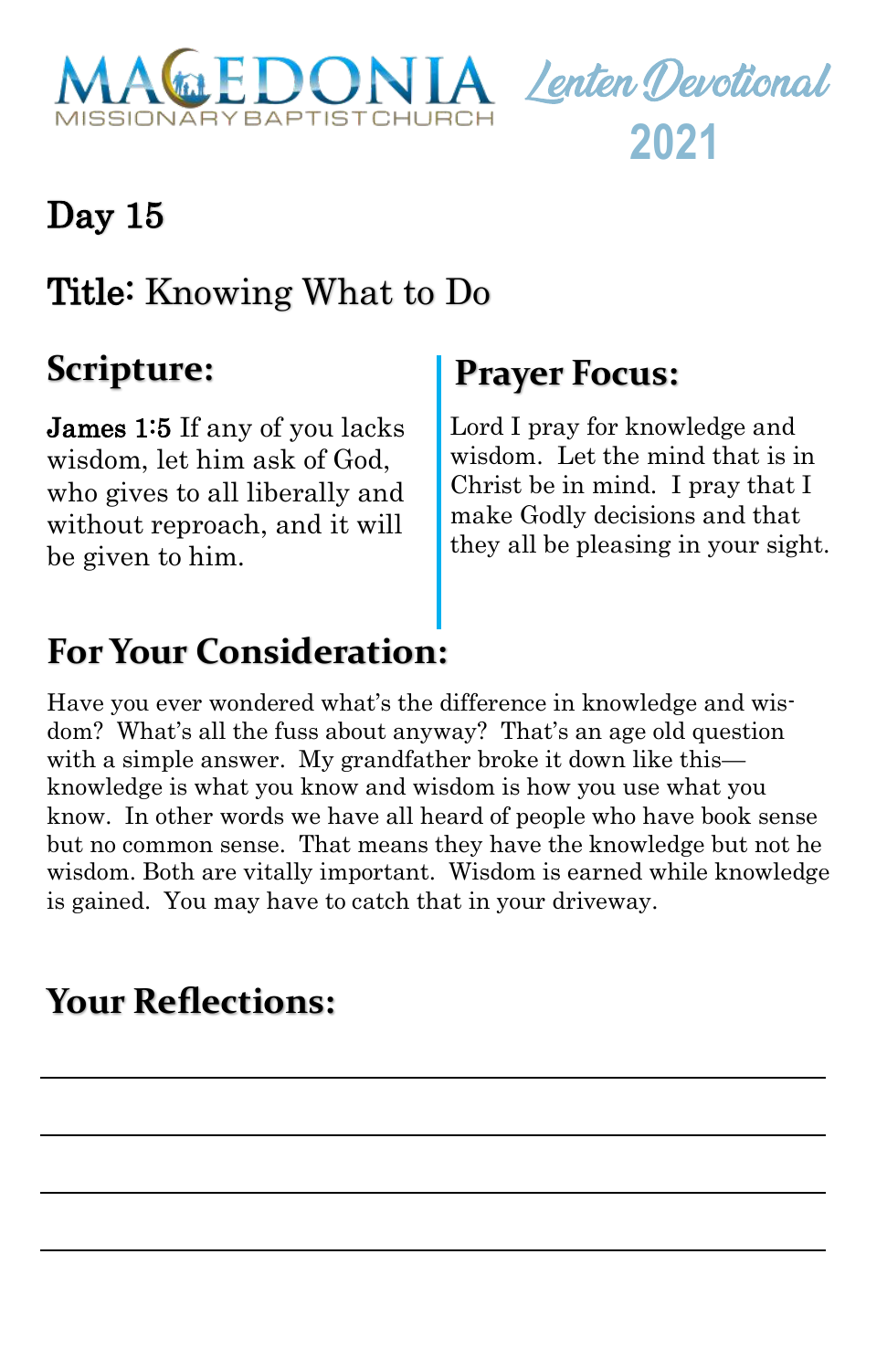MACEDONIA MISSIONARY BAPTIST CHURCH

Lenten Devotional 2021

# Day 15

## Title: Knowing What to Do

## Scripture:

**James 1:5** If any of you lacks wisdom, let him ask of God, who gives to all liberally and without reproach, and it will be given to him.

## Prayer Focus:

Lord I pray for knowledge and wisdom. Let the mind that is in Christ be in mind. I pray that I make Godly decisions and that they all be pleasing in your sight.

## For Your Consideration:

Have you ever wondered what's the difference in knowledge and wisdom? What's all the fuss about anyway? That's an age old question with a simple answer. My grandfather broke it down like this—knowledge is what you know and wisdom is how you use what you know. In other words we have all heard of people who have book sense but no common sense. That means they have the knowledge but not he wisdom. Both are vitally important. Wisdom is earned while knowledge is gained. You may have to catch that in your driveway.

## Your Reflections:

\_\_\_\_\_\_\_\_\_\_\_\_\_\_\_\_\_\_\_\_\_\_\_\_\_\_\_\_\_\_\_\_\_\_\_\_\_\_\_\_

\_\_\_\_\_\_\_\_\_\_\_\_\_\_\_\_\_\_\_\_\_\_\_\_\_\_\_\_\_\_\_\_\_\_\_\_\_\_\_\_

\_\_\_\_\_\_\_\_\_\_\_\_\_\_\_\_\_\_\_\_\_\_\_\_\_\_\_\_\_\_\_\_\_\_\_\_\_\_\_\_

\_\_\_\_\_\_\_\_\_\_\_\_\_\_\_\_\_\_\_\_\_\_\_\_\_\_\_\_\_\_\_\_\_\_\_\_\_\_\_\_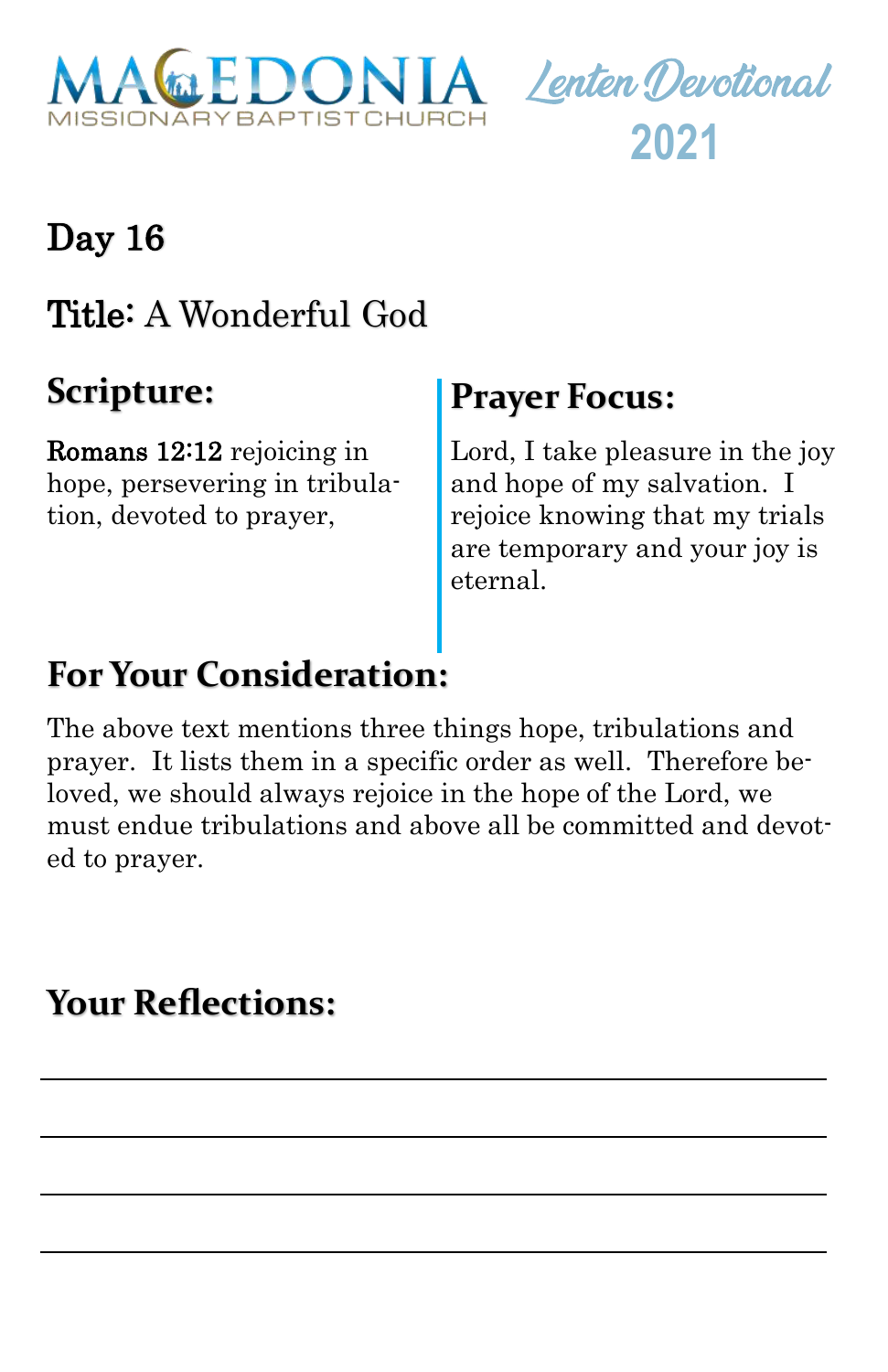# Day 16

## Title: A Wonderful God

## Scripture:

**Romans 12:12** rejoicing in hope, persevering in tribulation, devoted to prayer,

## Prayer Focus:

Lord, I take pleasure in the joy and hope of my salvation. I rejoice knowing that my trials are temporary and your joy is eternal.

## For Your Consideration:

The above text mentions three things hope, tribulations and prayer. It lists them in a specific order as well. Therefore beloved, we should always rejoice in the hope of the Lord, we must endue tribulations and above all be committed and devoted to prayer.

## Your Reflections:

\_\_\_\_\_\_\_\_\_\_\_\_\_\_\_\_\_\_\_\_\_\_\_\_\_\_\_\_\_\_\_\_\_\_\_\_\_\_\_\_

\_\_\_\_\_\_\_\_\_\_\_\_\_\_\_\_\_\_\_\_\_\_\_\_\_\_\_\_\_\_\_\_\_\_\_\_\_\_\_\_

\_\_\_\_\_\_\_\_\_\_\_\_\_\_\_\_\_\_\_\_\_\_\_\_\_\_\_\_\_\_\_\_\_\_\_\_\_\_\_\_

\_\_\_\_\_\_\_\_\_\_\_\_\_\_\_\_\_\_\_\_\_\_\_\_\_\_\_\_\_\_\_\_\_\_\_\_\_\_\_\_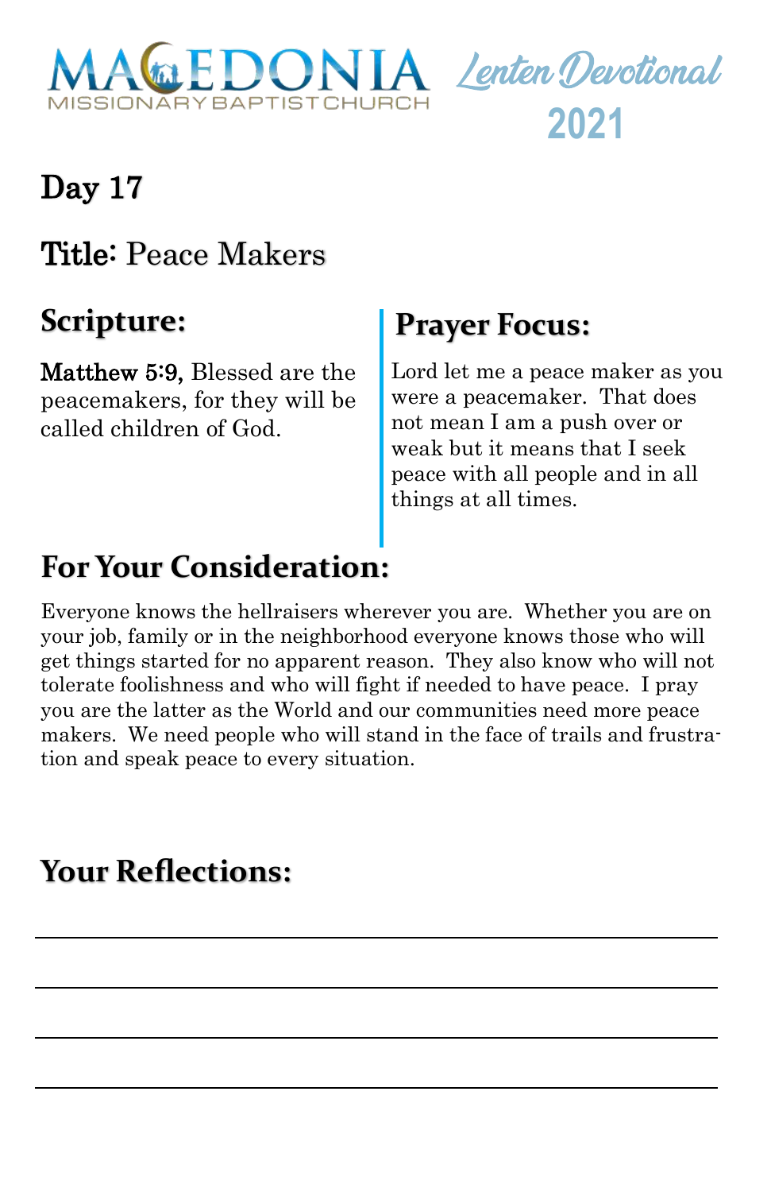MACEDONIA MISSIONARY BAPTIST CHURCH

Lenten Devotional 2021

## Day 17

## Title: Peace Makers

## Scripture:

**Matthew 5:9,** Blessed are the peacemakers, for they will be called children of God.

## Prayer Focus:

Lord let me a peace maker as you were a peacemaker. That does not mean I am a push over or weak but it means that I seek peace with all people and in all things at all times.

## For Your Consideration:

Everyone knows the hellraisers wherever you are. Whether you are on your job, family or in the neighborhood everyone knows those who will get things started for no apparent reason. They also know who will not tolerate foolishness and who will fight if needed to have peace. I pray you are the latter as the World and our communities need more peace makers. We need people who will stand in the face of trails and frustration and speak peace to every situation.

## Your Reflections:

\_\_\_\_\_\_\_\_\_\_\_\_\_\_\_\_\_\_\_\_\_\_\_\_\_\_\_\_\_\_\_\_\_\_\_\_\_\_\_\_\_\_\_\_\_\_\_\_

\_\_\_\_\_\_\_\_\_\_\_\_\_\_\_\_\_\_\_\_\_\_\_\_\_\_\_\_\_\_\_\_\_\_\_\_\_\_\_\_\_\_\_\_\_\_\_\_

\_\_\_\_\_\_\_\_\_\_\_\_\_\_\_\_\_\_\_\_\_\_\_\_\_\_\_\_\_\_\_\_\_\_\_\_\_\_\_\_\_\_\_\_\_\_\_\_

\_\_\_\_\_\_\_\_\_\_\_\_\_\_\_\_\_\_\_\_\_\_\_\_\_\_\_\_\_\_\_\_\_\_\_\_\_\_\_\_\_\_\_\_\_\_\_\_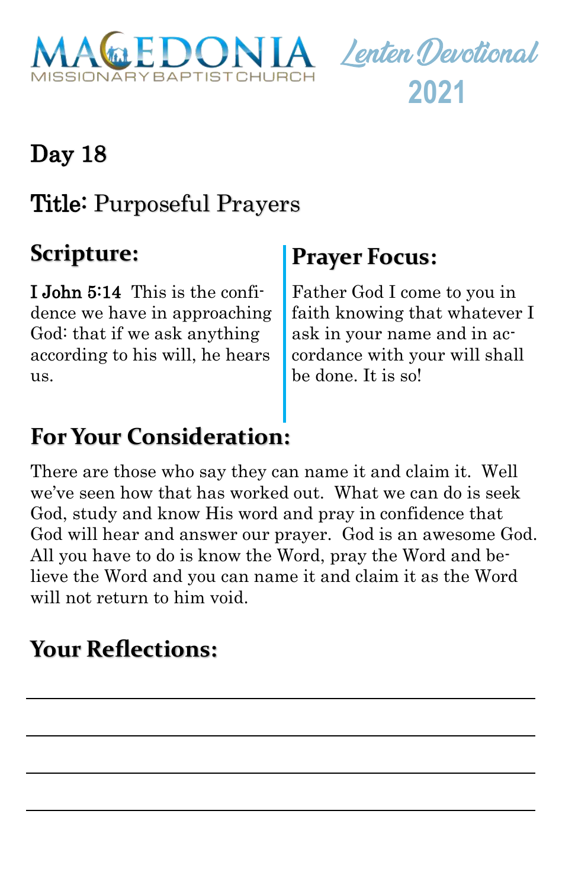MACEDONIA MISSIONARY BAPTIST CHURCH

Lenten Devotional 2021

## Day 18

## Title: Purposeful Prayers

### Scripture:

**I John 5:14** This is the confidence we have in approaching God: that if we ask anything according to his will, he hears us.

### Prayer Focus:

Father God I come to you in faith knowing that whatever I ask in your name and in accordance with your will shall be done. It is so!

### For Your Consideration:

There are those who say they can name it and claim it. Well we've seen how that has worked out. What we can do is seek God, study and know His word and pray in confidence that God will hear and answer our prayer. God is an awesome God. All you have to do is know the Word, pray the Word and believe the Word and you can name it and claim it as the Word will not return to him void.

### Your Reflections:

\_\_\_\_\_\_\_\_\_\_\_\_\_\_\_\_\_\_\_\_\_\_\_\_\_\_\_\_\_\_\_\_\_\_\_\_\_\_\_\_

\_\_\_\_\_\_\_\_\_\_\_\_\_\_\_\_\_\_\_\_\_\_\_\_\_\_\_\_\_\_\_\_\_\_\_\_\_\_\_\_

\_\_\_\_\_\_\_\_\_\_\_\_\_\_\_\_\_\_\_\_\_\_\_\_\_\_\_\_\_\_\_\_\_\_\_\_\_\_\_\_

\_\_\_\_\_\_\_\_\_\_\_\_\_\_\_\_\_\_\_\_\_\_\_\_\_\_\_\_\_\_\_\_\_\_\_\_\_\_\_\_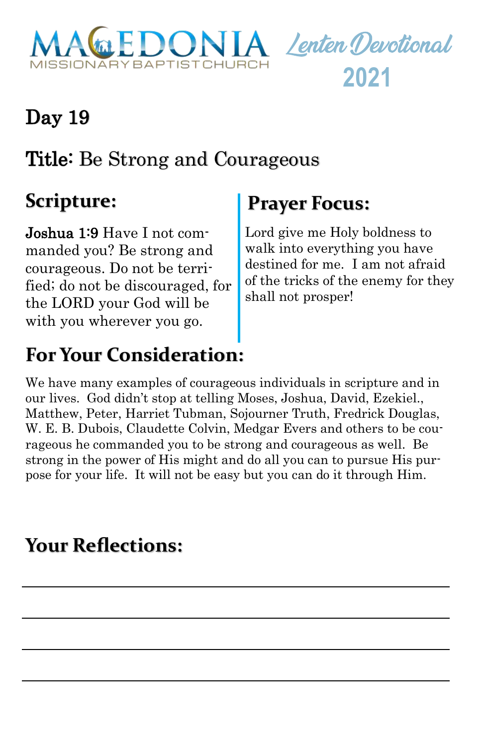MACEDONIA MISSIONARY BAPTIST CHURCH

Lenten Devotional 2021

## Day 19

## Title: Be Strong and Courageous

### Scripture:

**Joshua 1:9** Have I not commanded you? Be strong and courageous. Do not be terrified; do not be discouraged, for the LORD your God will be with you wherever you go.

### Prayer Focus:

Lord give me Holy boldness to walk into everything you have destined for me. I am not afraid of the tricks of the enemy for they shall not prosper!

### For Your Consideration:

We have many examples of courageous individuals in scripture and in our lives. God didn't stop at telling Moses, Joshua, David, Ezekiel., Matthew, Peter, Harriet Tubman, Sojourner Truth, Fredrick Douglas, W. E. B. Dubois, Claudette Colvin, Medgar Evers and others to be courageous he commanded you to be strong and courageous as well. Be strong in the power of His might and do all you can to pursue His purpose for your life. It will not be easy but you can do it through Him.

### Your Reflections:

\_\_\_\_\_\_\_\_\_\_\_\_\_\_\_\_\_\_\_\_\_\_\_\_\_\_\_\_\_\_\_\_\_\_\_\_\_\_\_\_

\_\_\_\_\_\_\_\_\_\_\_\_\_\_\_\_\_\_\_\_\_\_\_\_\_\_\_\_\_\_\_\_\_\_\_\_\_\_\_\_

\_\_\_\_\_\_\_\_\_\_\_\_\_\_\_\_\_\_\_\_\_\_\_\_\_\_\_\_\_\_\_\_\_\_\_\_\_\_\_\_

\_\_\_\_\_\_\_\_\_\_\_\_\_\_\_\_\_\_\_\_\_\_\_\_\_\_\_\_\_\_\_\_\_\_\_\_\_\_\_\_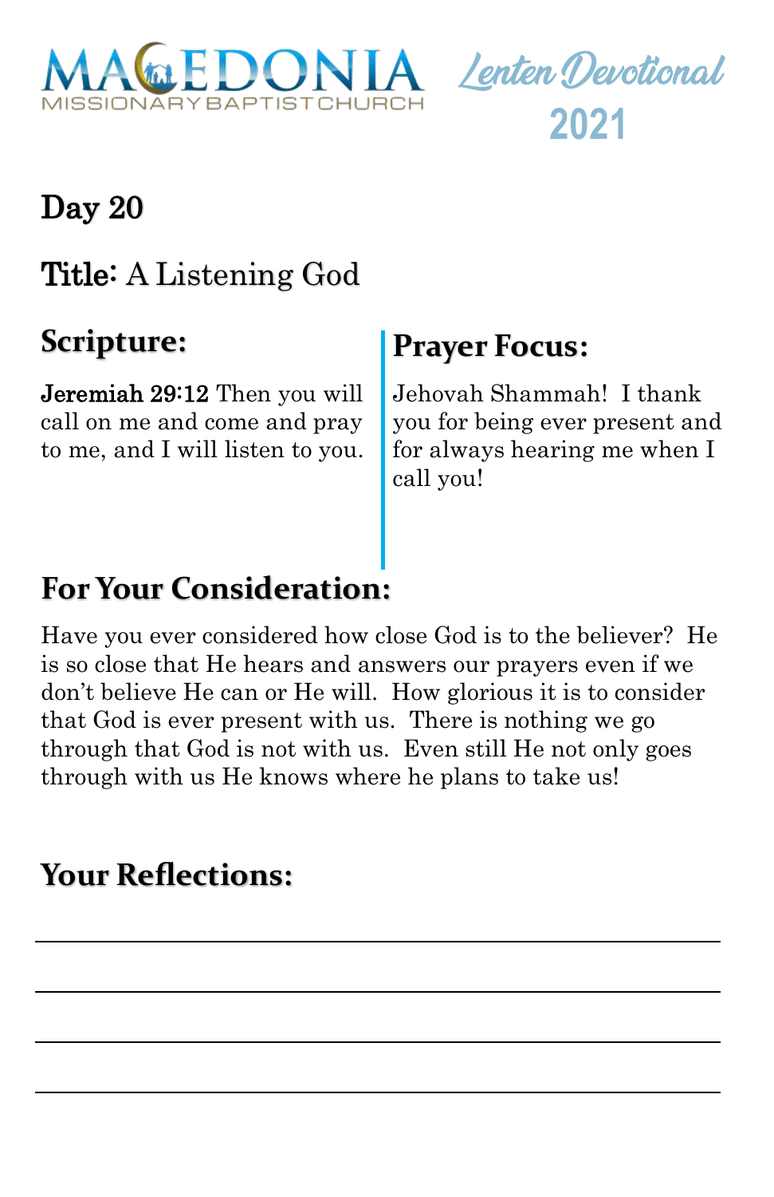MACEDONIA MISSIONARY BAPTIST CHURCH

Lenten Devotional 2021

## Day 20

## Title: A Listening God

### Scripture:

**Jeremiah 29:12** Then you will call on me and come and pray to me, and I will listen to you.

### Prayer Focus:

Jehovah Shammah! I thank you for being ever present and for always hearing me when I call you!

### For Your Consideration:

Have you ever considered how close God is to the believer? He is so close that He hears and answers our prayers even if we don't believe He can or He will. How glorious it is to consider that God is ever present with us. There is nothing we go through that God is not with us. Even still He not only goes through with us He knows where he plans to take us!

### Your Reflections:

\_\_\_\_\_\_\_\_\_\_\_\_\_\_\_\_\_\_\_\_\_\_\_\_\_\_\_\_\_\_\_\_\_\_\_\_\_\_\_\_

\_\_\_\_\_\_\_\_\_\_\_\_\_\_\_\_\_\_\_\_\_\_\_\_\_\_\_\_\_\_\_\_\_\_\_\_\_\_\_\_

\_\_\_\_\_\_\_\_\_\_\_\_\_\_\_\_\_\_\_\_\_\_\_\_\_\_\_\_\_\_\_\_\_\_\_\_\_\_\_\_

\_\_\_\_\_\_\_\_\_\_\_\_\_\_\_\_\_\_\_\_\_\_\_\_\_\_\_\_\_\_\_\_\_\_\_\_\_\_\_\_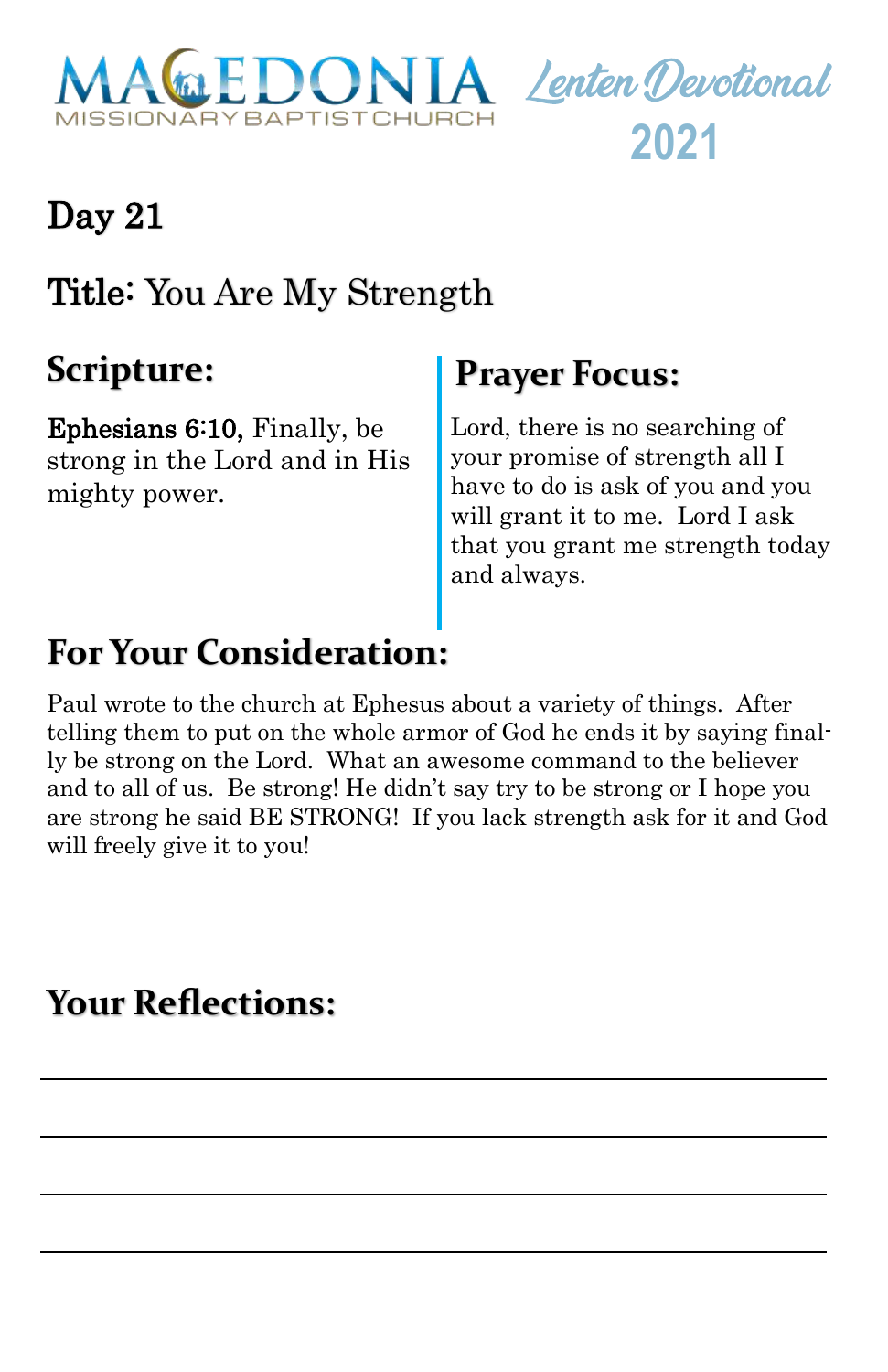# MACEDONIA MISSIONARY BAPTIST CHURCH

Lenten Devotional 2021

## Day 21

## Title: You Are My Strength

## Scripture:

**Ephesians 6:10,** Finally, be strong in the Lord and in His mighty power.

## Prayer Focus:

Lord, there is no searching of your promise of strength all I have to do is ask of you and you will grant it to me. Lord I ask that you grant me strength today and always.

## For Your Consideration:

Paul wrote to the church at Ephesus about a variety of things. After telling them to put on the whole armor of God he ends it by saying finally be strong on the Lord. What an awesome command to the believer and to all of us. Be strong! He didn't say try to be strong or I hope you are strong he said BE STRONG! If you lack strength ask for it and God will freely give it to you!

## Your Reflections:

\_\_\_\_\_\_\_\_\_\_\_\_\_\_\_\_\_\_\_\_\_\_\_\_\_\_\_\_\_\_\_\_\_\_\_\_\_\_\_\_\_\_\_\_

\_\_\_\_\_\_\_\_\_\_\_\_\_\_\_\_\_\_\_\_\_\_\_\_\_\_\_\_\_\_\_\_\_\_\_\_\_\_\_\_\_\_\_\_

\_\_\_\_\_\_\_\_\_\_\_\_\_\_\_\_\_\_\_\_\_\_\_\_\_\_\_\_\_\_\_\_\_\_\_\_\_\_\_\_\_\_\_\_

\_\_\_\_\_\_\_\_\_\_\_\_\_\_\_\_\_\_\_\_\_\_\_\_\_\_\_\_\_\_\_\_\_\_\_\_\_\_\_\_\_\_\_\_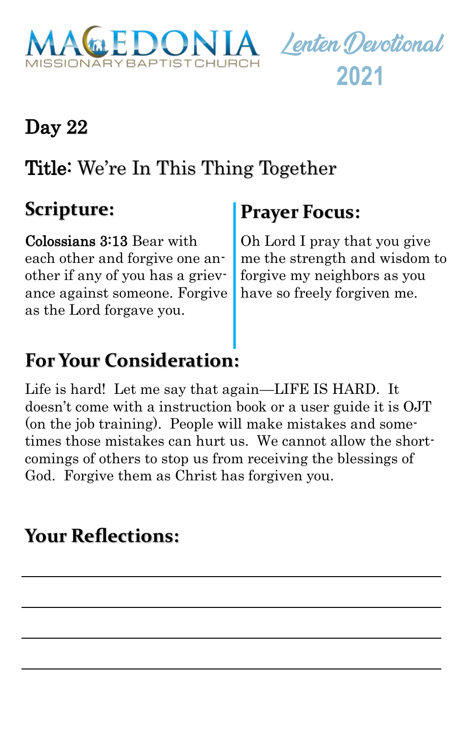MACEDONIA MISSIONARY BAPTIST CHURCH

Lenten Devotional 2021

## Day 22

## Title: We're In This Thing Together

### Scripture:

**Colossians 3:13** Bear with each other and forgive one another if any of you has a grievance against someone. Forgive as the Lord forgave you.

### Prayer Focus:

Oh Lord I pray that you give me the strength and wisdom to forgive my neighbors as you have so freely forgiven me.

### For Your Consideration:

Life is hard! Let me say that again—LIFE IS HARD. It doesn't come with a instruction book or a user guide it is OJT (on the job training). People will make mistakes and sometimes those mistakes can hurt us. We cannot allow the shortcomings of others to stop us from receiving the blessings of God. Forgive them as Christ has forgiven you.

### Your Reflections:

______________________________________________

______________________________________________

______________________________________________

______________________________________________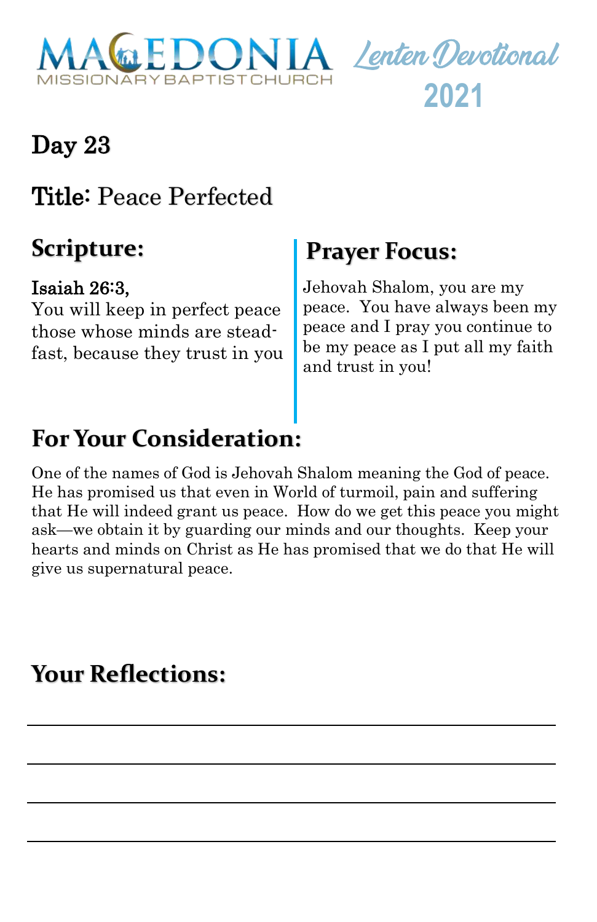MACEDONIA MISSIONARY BAPTIST CHURCH

Lenten Devotional 2021

## Day 23

## Title: Peace Perfected

## Scripture:

**Isaiah 26:3,**
You will keep in perfect peace those whose minds are steadfast, because they trust in you

## Prayer Focus:

Jehovah Shalom, you are my peace. You have always been my peace and I pray you continue to be my peace as I put all my faith and trust in you!

## For Your Consideration:

One of the names of God is Jehovah Shalom meaning the God of peace. He has promised us that even in World of turmoil, pain and suffering that He will indeed grant us peace. How do we get this peace you might ask—we obtain it by guarding our minds and our thoughts. Keep your hearts and minds on Christ as He has promised that we do that He will give us supernatural peace.

## Your Reflections:

\_\_\_\_\_\_\_\_\_\_\_\_\_\_\_\_\_\_\_\_\_\_\_\_\_\_\_\_\_\_\_\_\_\_\_\_\_\_\_\_

\_\_\_\_\_\_\_\_\_\_\_\_\_\_\_\_\_\_\_\_\_\_\_\_\_\_\_\_\_\_\_\_\_\_\_\_\_\_\_\_

\_\_\_\_\_\_\_\_\_\_\_\_\_\_\_\_\_\_\_\_\_\_\_\_\_\_\_\_\_\_\_\_\_\_\_\_\_\_\_\_

\_\_\_\_\_\_\_\_\_\_\_\_\_\_\_\_\_\_\_\_\_\_\_\_\_\_\_\_\_\_\_\_\_\_\_\_\_\_\_\_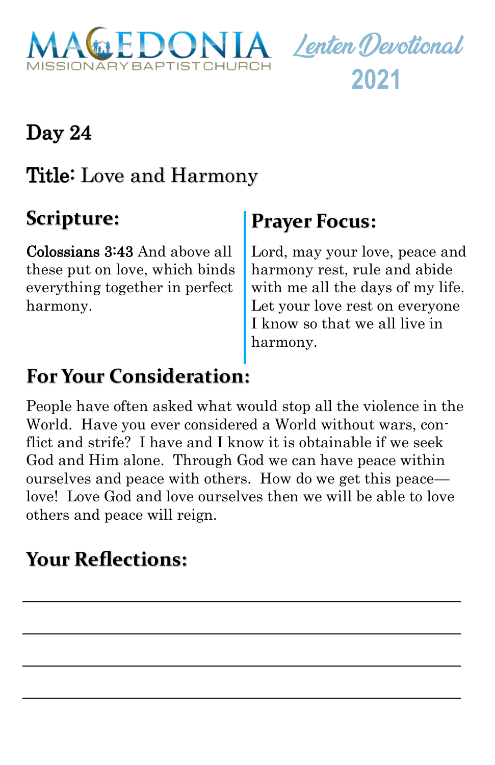# Day 24

## Title: Love and Harmony

## Scripture:

**Colossians 3:43** And above all these put on love, which binds everything together in perfect harmony.

## Prayer Focus:

Lord, may your love, peace and harmony rest, rule and abide with me all the days of my life. Let your love rest on everyone I know so that we all live in harmony.

## For Your Consideration:

People have often asked what would stop all the violence in the World. Have you ever considered a World without wars, conflict and strife? I have and I know it is obtainable if we seek God and Him alone. Through God we can have peace within ourselves and peace with others. How do we get this peace—love! Love God and love ourselves then we will be able to love others and peace will reign.

## Your Reflections:

\_\_\_\_\_\_\_\_\_\_\_\_\_\_\_\_\_\_\_\_\_\_\_\_\_\_\_\_\_\_\_\_\_\_\_\_\_\_\_\_

\_\_\_\_\_\_\_\_\_\_\_\_\_\_\_\_\_\_\_\_\_\_\_\_\_\_\_\_\_\_\_\_\_\_\_\_\_\_\_\_

\_\_\_\_\_\_\_\_\_\_\_\_\_\_\_\_\_\_\_\_\_\_\_\_\_\_\_\_\_\_\_\_\_\_\_\_\_\_\_\_

\_\_\_\_\_\_\_\_\_\_\_\_\_\_\_\_\_\_\_\_\_\_\_\_\_\_\_\_\_\_\_\_\_\_\_\_\_\_\_\_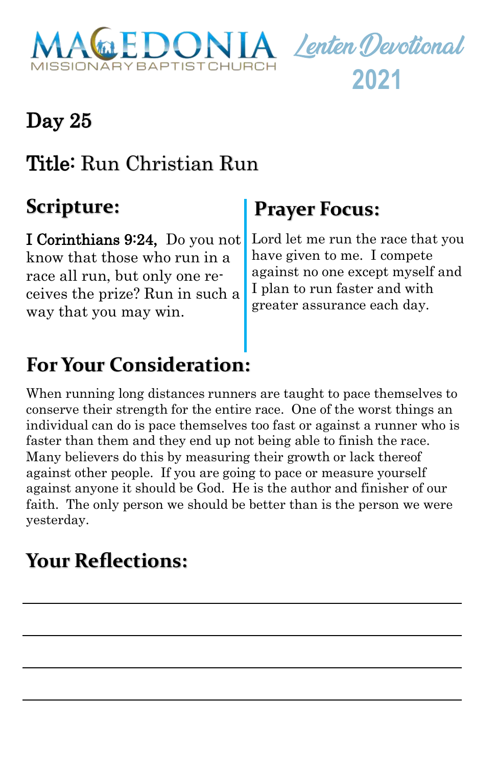# Day 25

## Title: Run Christian Run

## Scripture:

**I Corinthians 9:24,** Do you not know that those who run in a race all run, but only one receives the prize? Run in such a way that you may win.

## Prayer Focus:

Lord let me run the race that you have given to me. I compete against no one except myself and I plan to run faster and with greater assurance each day.

## For Your Consideration:

When running long distances runners are taught to pace themselves to conserve their strength for the entire race. One of the worst things an individual can do is pace themselves too fast or against a runner who is faster than them and they end up not being able to finish the race. Many believers do this by measuring their growth or lack thereof against other people. If you are going to pace or measure yourself against anyone it should be God. He is the author and finisher of our faith. The only person we should be better than is the person we were yesterday.

## Your Reflections:

______________________________________________

______________________________________________

______________________________________________

______________________________________________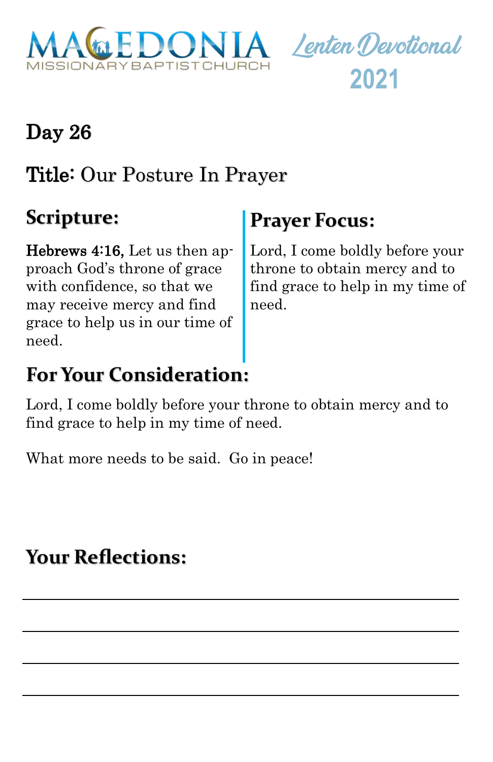MACEDONIA MISSIONARY BAPTIST CHURCH

Lenten Devotional 2021

## Day 26

## Title: Our Posture In Prayer

### Scripture:

**Hebrews 4:16,** Let us then approach God's throne of grace with confidence, so that we may receive mercy and find grace to help us in our time of need.

### Prayer Focus:

Lord, I come boldly before your throne to obtain mercy and to find grace to help in my time of need.

### For Your Consideration:

Lord, I come boldly before your throne to obtain mercy and to find grace to help in my time of need.

What more needs to be said. Go in peace!

### Your Reflections:

\_\_\_\_\_\_\_\_\_\_\_\_\_\_\_\_\_\_\_\_\_\_\_\_\_\_\_\_\_\_\_\_\_\_\_\_\_\_\_\_

\_\_\_\_\_\_\_\_\_\_\_\_\_\_\_\_\_\_\_\_\_\_\_\_\_\_\_\_\_\_\_\_\_\_\_\_\_\_\_\_

\_\_\_\_\_\_\_\_\_\_\_\_\_\_\_\_\_\_\_\_\_\_\_\_\_\_\_\_\_\_\_\_\_\_\_\_\_\_\_\_

\_\_\_\_\_\_\_\_\_\_\_\_\_\_\_\_\_\_\_\_\_\_\_\_\_\_\_\_\_\_\_\_\_\_\_\_\_\_\_\_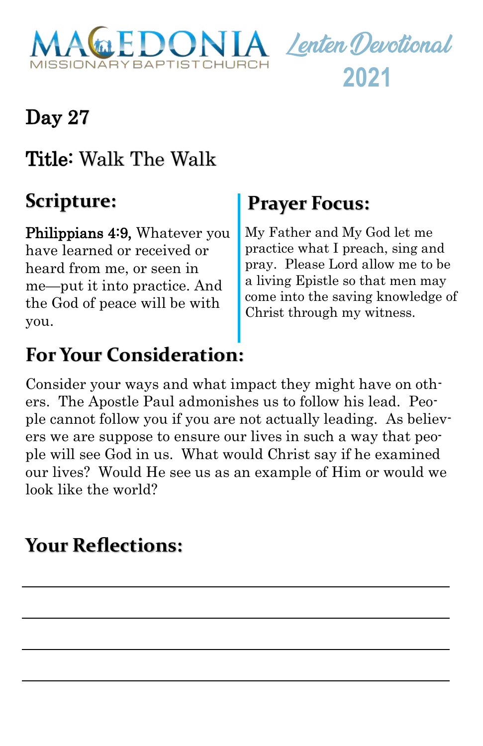MACEDONIA MISSIONARY BAPTIST CHURCH

Lenten Devotional 2021

# Day 27

## Title: Walk The Walk

## Scripture:

**Philippians 4:9,** Whatever you have learned or received or heard from me, or seen in me—put it into practice. And the God of peace will be with you.

## Prayer Focus:

My Father and My God let me practice what I preach, sing and pray. Please Lord allow me to be a living Epistle so that men may come into the saving knowledge of Christ through my witness.

## For Your Consideration:

Consider your ways and what impact they might have on others. The Apostle Paul admonishes us to follow his lead. People cannot follow you if you are not actually leading. As believers we are suppose to ensure our lives in such a way that people will see God in us. What would Christ say if he examined our lives? Would He see us as an example of Him or would we look like the world?

## Your Reflections:

\_\_\_\_\_\_\_\_\_\_\_\_\_\_\_\_\_\_\_\_\_\_\_\_\_\_\_\_\_\_\_\_\_\_\_\_\_\_\_\_

\_\_\_\_\_\_\_\_\_\_\_\_\_\_\_\_\_\_\_\_\_\_\_\_\_\_\_\_\_\_\_\_\_\_\_\_\_\_\_\_

\_\_\_\_\_\_\_\_\_\_\_\_\_\_\_\_\_\_\_\_\_\_\_\_\_\_\_\_\_\_\_\_\_\_\_\_\_\_\_\_

\_\_\_\_\_\_\_\_\_\_\_\_\_\_\_\_\_\_\_\_\_\_\_\_\_\_\_\_\_\_\_\_\_\_\_\_\_\_\_\_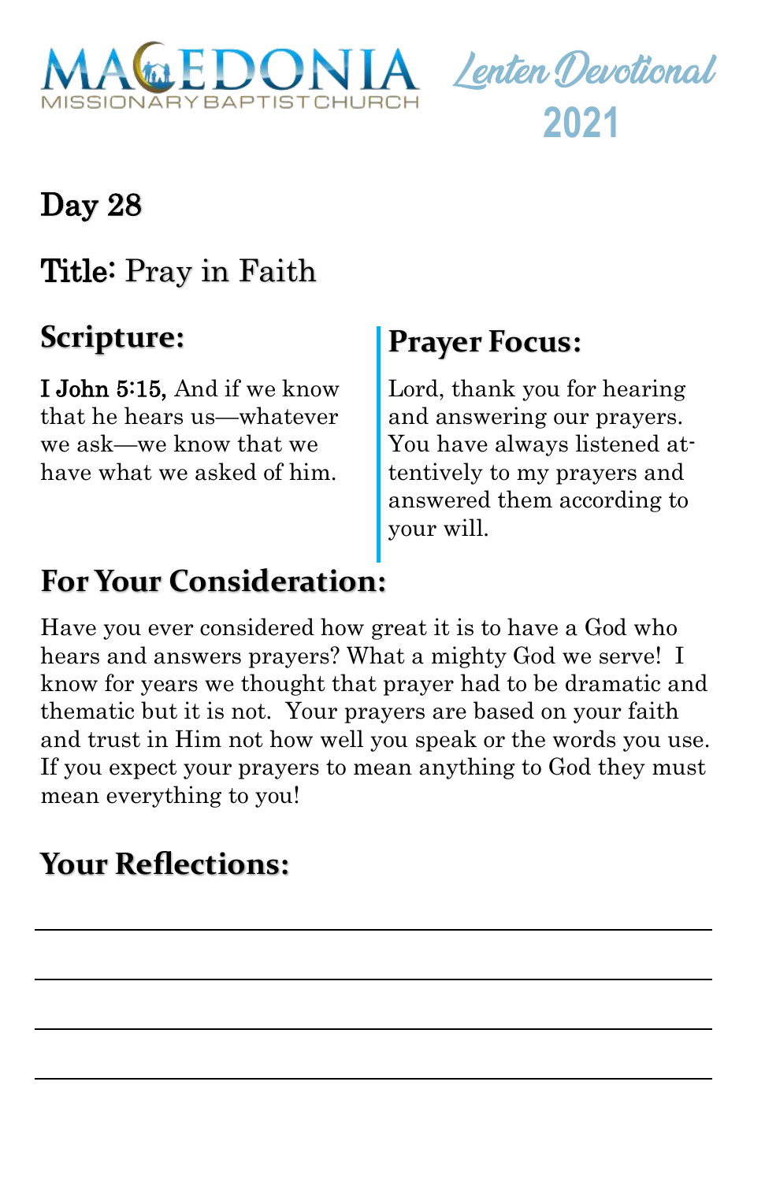# MACEDONIA MISSIONARY BAPTIST CHURCH

## Lenten Devotional 2021

## Day 28

## Title: Pray in Faith

### Scripture:

**I John 5:15,** And if we know that he hears us—whatever we ask—we know that we have what we asked of him.

### Prayer Focus:

Lord, thank you for hearing and answering our prayers. You have always listened attentively to my prayers and answered them according to your will.

### For Your Consideration:

Have you ever considered how great it is to have a God who hears and answers prayers? What a mighty God we serve! I know for years we thought that prayer had to be dramatic and thematic but it is not. Your prayers are based on your faith and trust in Him not how well you speak or the words you use. If you expect your prayers to mean anything to God they must mean everything to you!

### Your Reflections:

___

___

___

___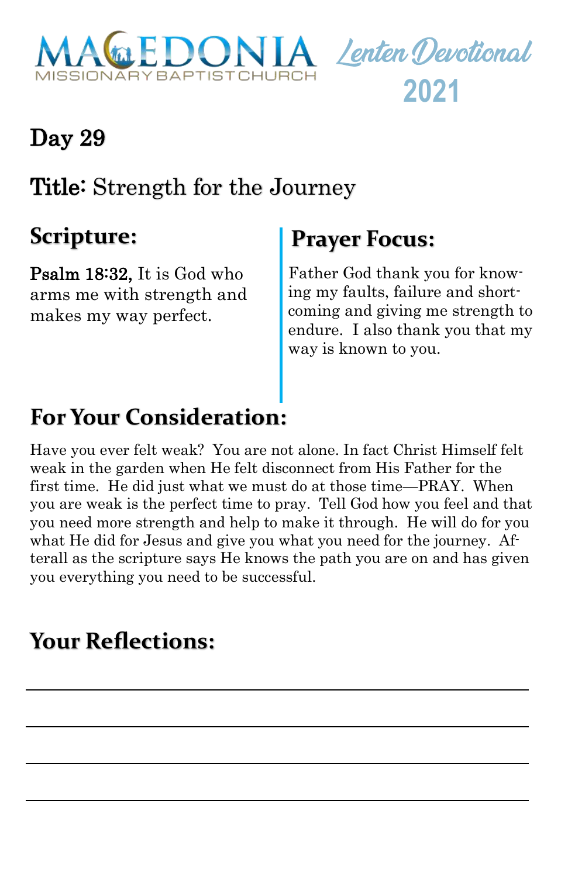# Day 29

## Title: Strength for the Journey

## Scripture:

**Psalm 18:32,** It is God who arms me with strength and makes my way perfect.

## Prayer Focus:

Father God thank you for knowing my faults, failure and shortcoming and giving me strength to endure. I also thank you that my way is known to you.

## For Your Consideration:

Have you ever felt weak? You are not alone. In fact Christ Himself felt weak in the garden when He felt disconnect from His Father for the first time. He did just what we must do at those time—PRAY. When you are weak is the perfect time to pray. Tell God how you feel and that you need more strength and help to make it through. He will do for you what He did for Jesus and give you what you need for the journey. Afterall as the scripture says He knows the path you are on and has given you everything you need to be successful.

## Your Reflections:

\_\_\_\_\_\_\_\_\_\_\_\_\_\_\_\_\_\_\_\_\_\_\_\_\_\_\_\_\_\_\_\_\_\_\_\_\_\_\_\_\_\_\_\_\_\_\_\_\_\_\_\_\_\_\_\_

\_\_\_\_\_\_\_\_\_\_\_\_\_\_\_\_\_\_\_\_\_\_\_\_\_\_\_\_\_\_\_\_\_\_\_\_\_\_\_\_\_\_\_\_\_\_\_\_\_\_\_\_\_\_\_\_

\_\_\_\_\_\_\_\_\_\_\_\_\_\_\_\_\_\_\_\_\_\_\_\_\_\_\_\_\_\_\_\_\_\_\_\_\_\_\_\_\_\_\_\_\_\_\_\_\_\_\_\_\_\_\_\_

\_\_\_\_\_\_\_\_\_\_\_\_\_\_\_\_\_\_\_\_\_\_\_\_\_\_\_\_\_\_\_\_\_\_\_\_\_\_\_\_\_\_\_\_\_\_\_\_\_\_\_\_\_\_\_\_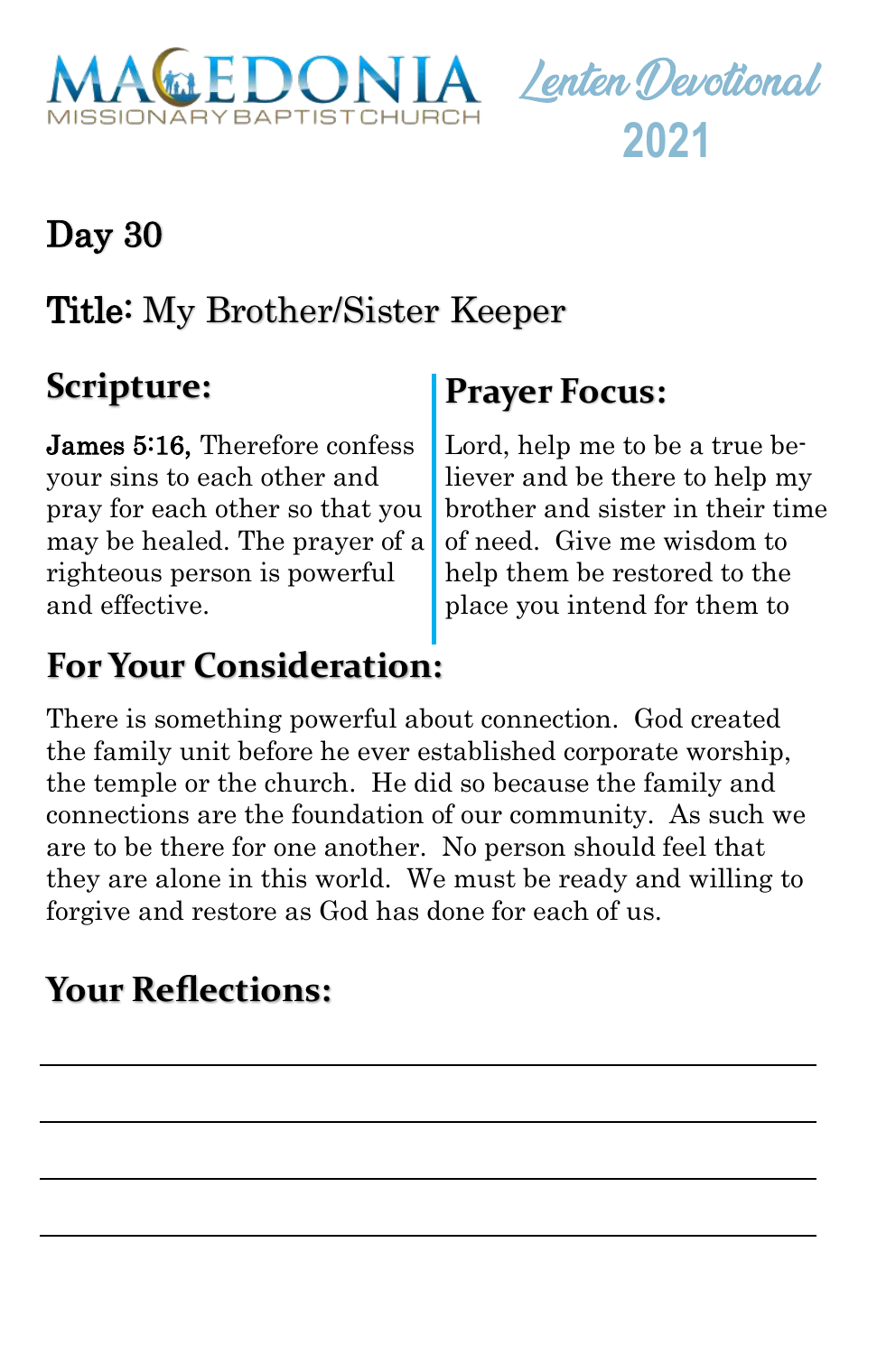# Day 30

## Title: My Brother/Sister Keeper

## Scripture:

**James 5:16,** Therefore confess your sins to each other and pray for each other so that you may be healed. The prayer of a righteous person is powerful and effective.

## Prayer Focus:

Lord, help me to be a true believer and be there to help my brother and sister in their time of need. Give me wisdom to help them be restored to the place you intend for them to

## For Your Consideration:

There is something powerful about connection. God created the family unit before he ever established corporate worship, the temple or the church. He did so because the family and connections are the foundation of our community. As such we are to be there for one another. No person should feel that they are alone in this world. We must be ready and willing to forgive and restore as God has done for each of us.

## Your Reflections:

___

___

___

___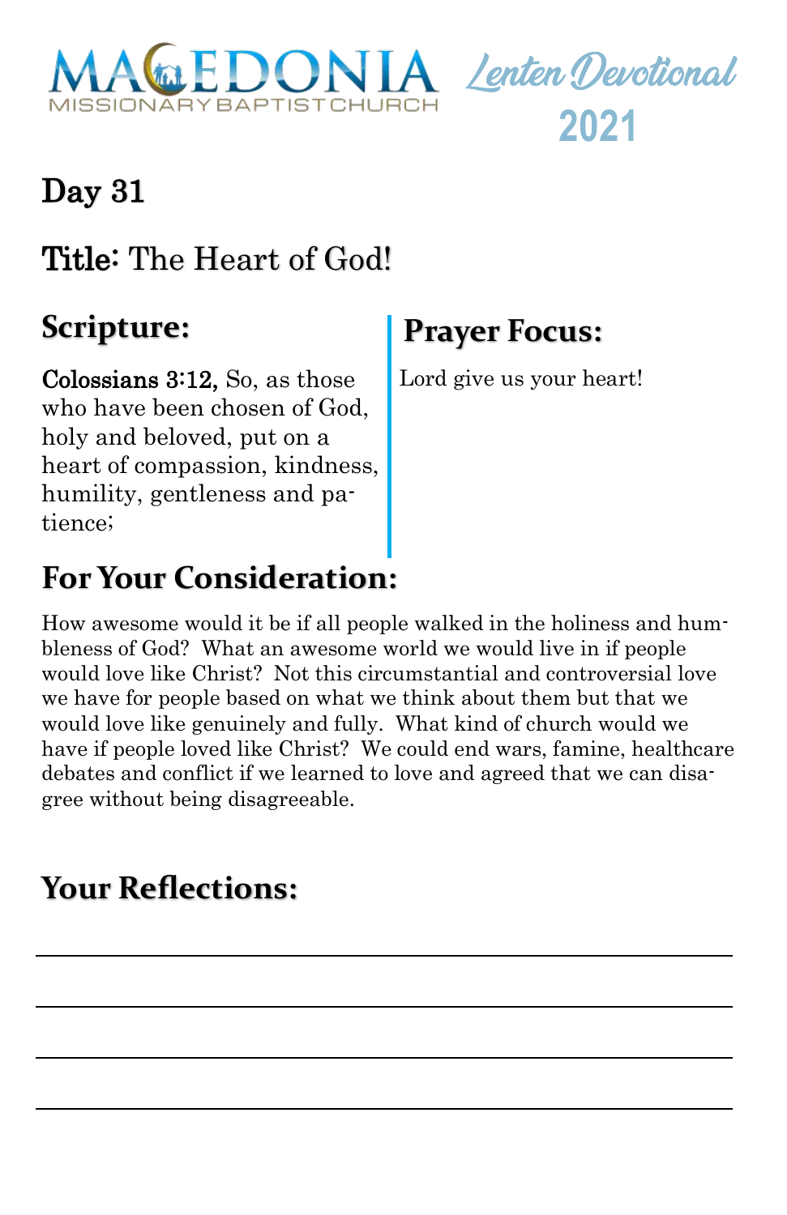MACEDONIA MISSIONARY BAPTIST CHURCH

Lenten Devotional 2021

## Day 31

## Title: The Heart of God!

### Scripture:

**Colossians 3:12,** So, as those who have been chosen of God, holy and beloved, put on a heart of compassion, kindness, humility, gentleness and patience;

### Prayer Focus:

Lord give us your heart!

### For Your Consideration:

How awesome would it be if all people walked in the holiness and humbleness of God? What an awesome world we would live in if people would love like Christ? Not this circumstantial and controversial love we have for people based on what we think about them but that we would love like genuinely and fully. What kind of church would we have if people loved like Christ? We could end wars, famine, healthcare debates and conflict if we learned to love and agreed that we can disagree without being disagreeable.

### Your Reflections:

\_\_\_\_\_\_\_\_\_\_\_\_\_\_\_\_\_\_\_\_\_\_\_\_\_\_\_\_\_\_\_\_\_\_\_\_\_\_\_\_

\_\_\_\_\_\_\_\_\_\_\_\_\_\_\_\_\_\_\_\_\_\_\_\_\_\_\_\_\_\_\_\_\_\_\_\_\_\_\_\_

\_\_\_\_\_\_\_\_\_\_\_\_\_\_\_\_\_\_\_\_\_\_\_\_\_\_\_\_\_\_\_\_\_\_\_\_\_\_\_\_

\_\_\_\_\_\_\_\_\_\_\_\_\_\_\_\_\_\_\_\_\_\_\_\_\_\_\_\_\_\_\_\_\_\_\_\_\_\_\_\_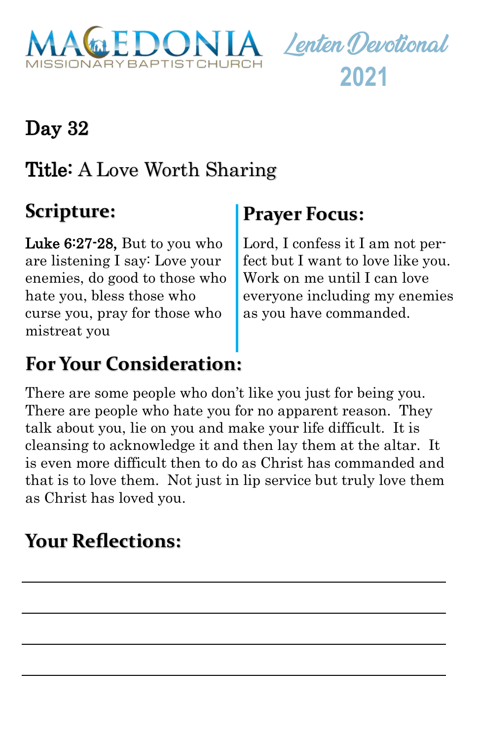MACEDONIA MISSIONARY BAPTIST CHURCH

Lenten Devotional 2021

## Day 32

## Title: A Love Worth Sharing

### Scripture:

**Luke 6:27-28,** But to you who are listening I say: Love your enemies, do good to those who hate you, bless those who curse you, pray for those who mistreat you

### Prayer Focus:

Lord, I confess it I am not perfect but I want to love like you. Work on me until I can love everyone including my enemies as you have commanded.

### For Your Consideration:

There are some people who don't like you just for being you. There are people who hate you for no apparent reason. They talk about you, lie on you and make your life difficult. It is cleansing to acknowledge it and then lay them at the altar. It is even more difficult then to do as Christ has commanded and that is to love them. Not just in lip service but truly love them as Christ has loved you.

### Your Reflections:

\_\_\_\_\_\_\_\_\_\_\_\_\_\_\_\_\_\_\_\_\_\_\_\_\_\_\_\_\_\_\_\_\_\_\_\_\_\_\_\_

\_\_\_\_\_\_\_\_\_\_\_\_\_\_\_\_\_\_\_\_\_\_\_\_\_\_\_\_\_\_\_\_\_\_\_\_\_\_\_\_

\_\_\_\_\_\_\_\_\_\_\_\_\_\_\_\_\_\_\_\_\_\_\_\_\_\_\_\_\_\_\_\_\_\_\_\_\_\_\_\_

\_\_\_\_\_\_\_\_\_\_\_\_\_\_\_\_\_\_\_\_\_\_\_\_\_\_\_\_\_\_\_\_\_\_\_\_\_\_\_\_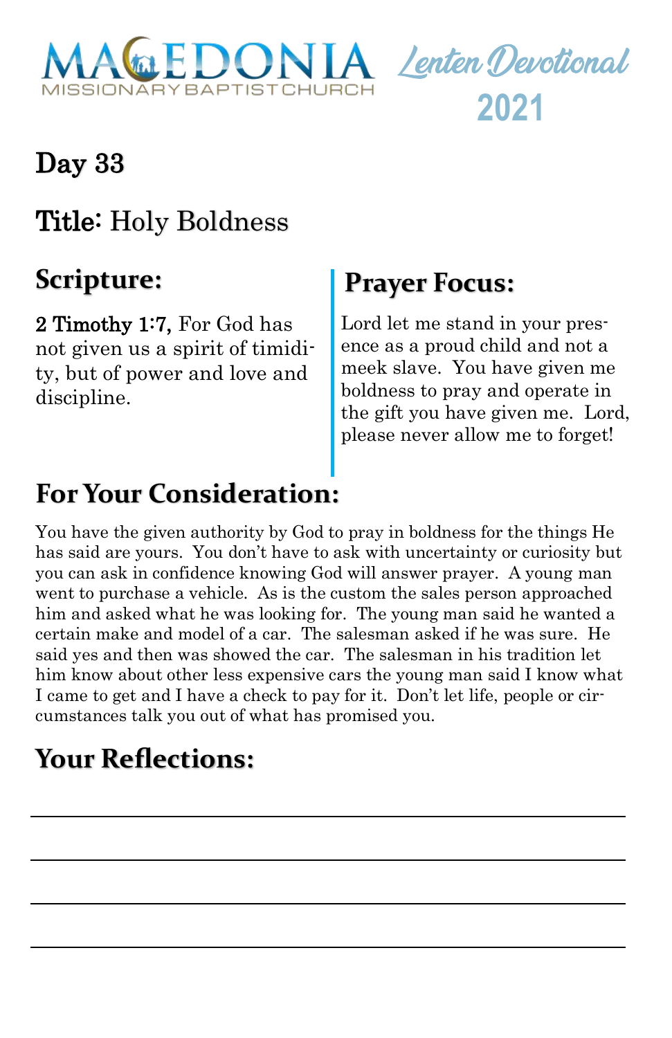MACEDONIA MISSIONARY BAPTIST CHURCH

Lenten Devotional 2021

# Day 33

## Title: Holy Boldness

## Scripture:

**2 Timothy 1:7,** For God has not given us a spirit of timidity, but of power and love and discipline.

## Prayer Focus:

Lord let me stand in your presence as a proud child and not a meek slave. You have given me boldness to pray and operate in the gift you have given me. Lord, please never allow me to forget!

## For Your Consideration:

You have the given authority by God to pray in boldness for the things He has said are yours. You don't have to ask with uncertainty or curiosity but you can ask in confidence knowing God will answer prayer. A young man went to purchase a vehicle. As is the custom the sales person approached him and asked what he was looking for. The young man said he wanted a certain make and model of a car. The salesman asked if he was sure. He said yes and then was showed the car. The salesman in his tradition let him know about other less expensive cars the young man said I know what I came to get and I have a check to pay for it. Don't let life, people or circumstances talk you out of what has promised you.

## Your Reflections:

\_\_\_\_\_\_\_\_\_\_\_\_\_\_\_\_\_\_\_\_\_\_\_\_\_\_\_\_\_\_\_\_\_\_\_\_\_\_\_\_

\_\_\_\_\_\_\_\_\_\_\_\_\_\_\_\_\_\_\_\_\_\_\_\_\_\_\_\_\_\_\_\_\_\_\_\_\_\_\_\_

\_\_\_\_\_\_\_\_\_\_\_\_\_\_\_\_\_\_\_\_\_\_\_\_\_\_\_\_\_\_\_\_\_\_\_\_\_\_\_\_

\_\_\_\_\_\_\_\_\_\_\_\_\_\_\_\_\_\_\_\_\_\_\_\_\_\_\_\_\_\_\_\_\_\_\_\_\_\_\_\_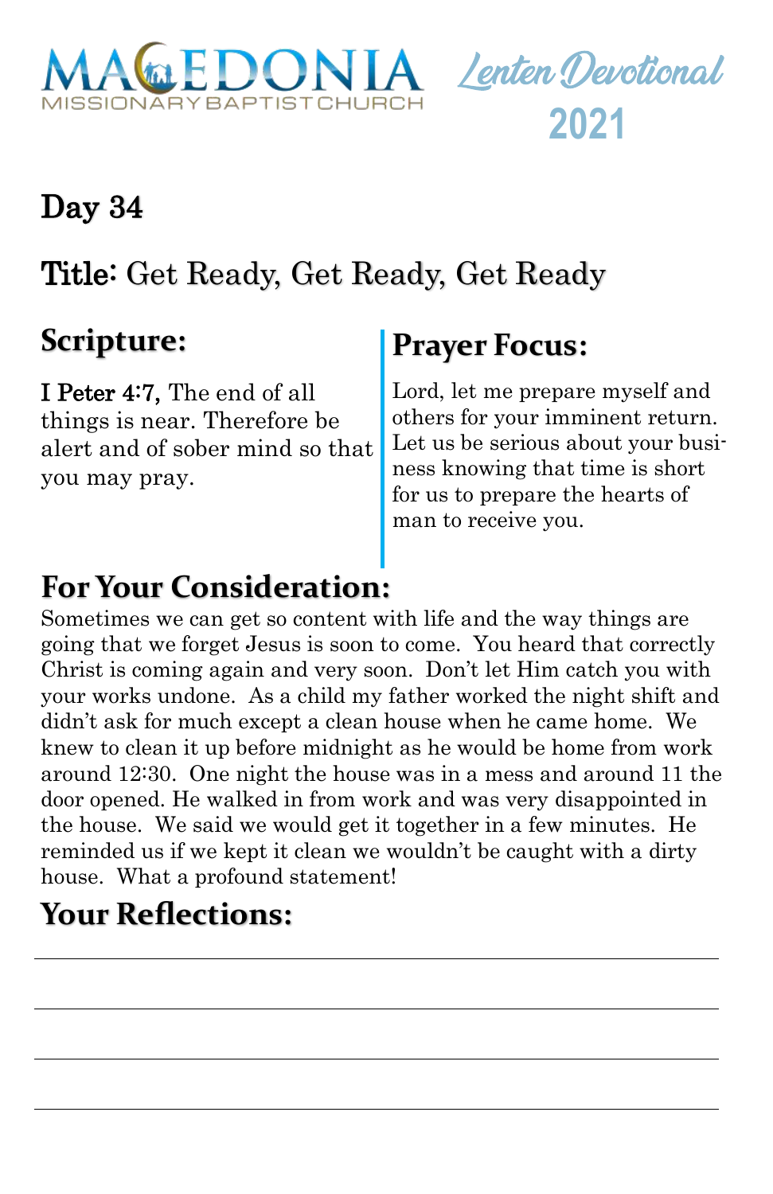# Day 34

## Title: Get Ready, Get Ready, Get Ready

## Scripture:

**I Peter 4:7,** The end of all things is near. Therefore be alert and of sober mind so that you may pray.

## Prayer Focus:

Lord, let me prepare myself and others for your imminent return. Let us be serious about your business knowing that time is short for us to prepare the hearts of man to receive you.

## For Your Consideration:

Sometimes we can get so content with life and the way things are going that we forget Jesus is soon to come. You heard that correctly Christ is coming again and very soon. Don't let Him catch you with your works undone. As a child my father worked the night shift and didn't ask for much except a clean house when he came home. We knew to clean it up before midnight as he would be home from work around 12:30. One night the house was in a mess and around 11 the door opened. He walked in from work and was very disappointed in the house. We said we would get it together in a few minutes. He reminded us if we kept it clean we wouldn't be caught with a dirty house. What a profound statement!

## Your Reflections: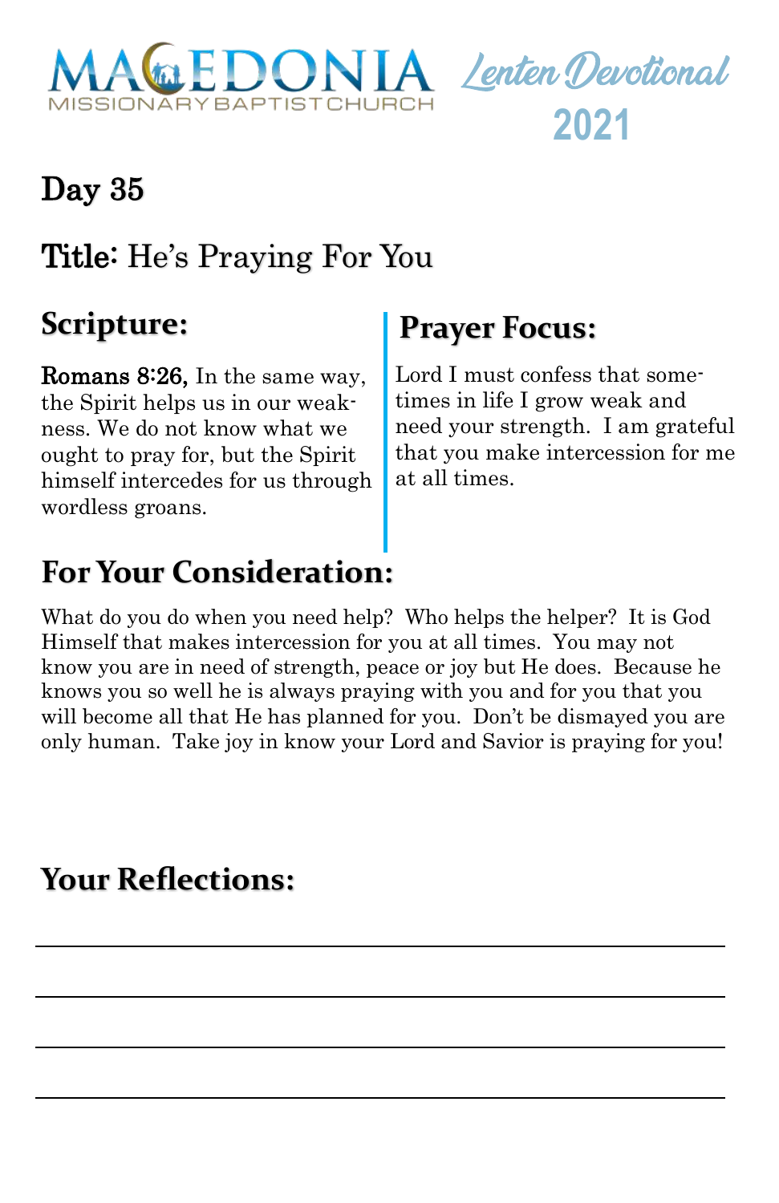# Day 35

## Title: He's Praying For You

## Scripture:

**Romans 8:26,** In the same way, the Spirit helps us in our weakness. We do not know what we ought to pray for, but the Spirit himself intercedes for us through wordless groans.

## Prayer Focus:

Lord I must confess that sometimes in life I grow weak and need your strength. I am grateful that you make intercession for me at all times.

## For Your Consideration:

What do you do when you need help? Who helps the helper? It is God Himself that makes intercession for you at all times. You may not know you are in need of strength, peace or joy but He does. Because he knows you so well he is always praying with you and for you that you will become all that He has planned for you. Don't be dismayed you are only human. Take joy in know your Lord and Savior is praying for you!

## Your Reflections:

\_\_\_\_\_\_\_\_\_\_\_\_\_\_\_\_\_\_\_\_\_\_\_\_\_\_\_\_\_\_\_\_\_\_\_\_\_\_\_\_\_\_\_\_\_\_\_\_\_\_\_\_

\_\_\_\_\_\_\_\_\_\_\_\_\_\_\_\_\_\_\_\_\_\_\_\_\_\_\_\_\_\_\_\_\_\_\_\_\_\_\_\_\_\_\_\_\_\_\_\_\_\_\_\_

\_\_\_\_\_\_\_\_\_\_\_\_\_\_\_\_\_\_\_\_\_\_\_\_\_\_\_\_\_\_\_\_\_\_\_\_\_\_\_\_\_\_\_\_\_\_\_\_\_\_\_\_

\_\_\_\_\_\_\_\_\_\_\_\_\_\_\_\_\_\_\_\_\_\_\_\_\_\_\_\_\_\_\_\_\_\_\_\_\_\_\_\_\_\_\_\_\_\_\_\_\_\_\_\_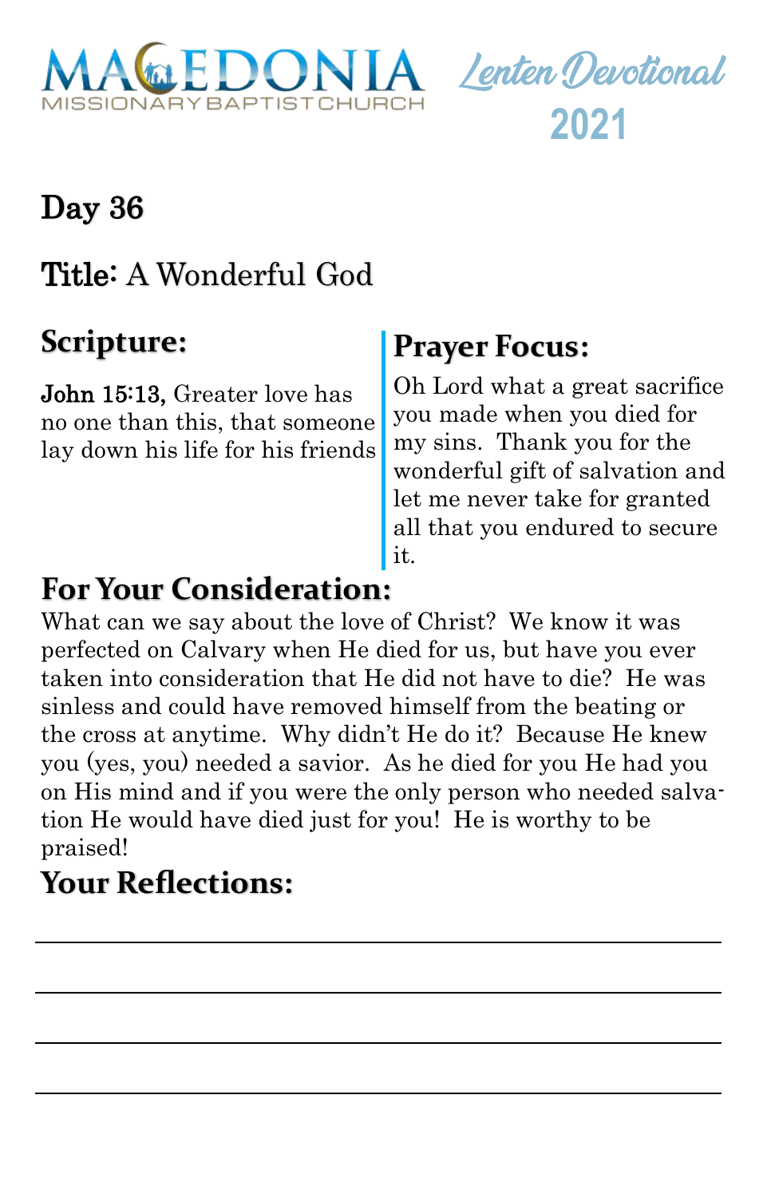MACEDONIA MISSIONARY BAPTIST CHURCH

Lenten Devotional 2021

## Day 36

## Title: A Wonderful God

### Scripture:

**John 15:13,** Greater love has no one than this, that someone lay down his life for his friends

### Prayer Focus:

Oh Lord what a great sacrifice you made when you died for my sins. Thank you for the wonderful gift of salvation and let me never take for granted all that you endured to secure it.

### For Your Consideration:

What can we say about the love of Christ? We know it was perfected on Calvary when He died for us, but have you ever taken into consideration that He did not have to die? He was sinless and could have removed himself from the beating or the cross at anytime. Why didn't He do it? Because He knew you (yes, you) needed a savior. As he died for you He had you on His mind and if you were the only person who needed salvation He would have died just for you! He is worthy to be praised!

### Your Reflections:

______________________________________________

______________________________________________

______________________________________________

______________________________________________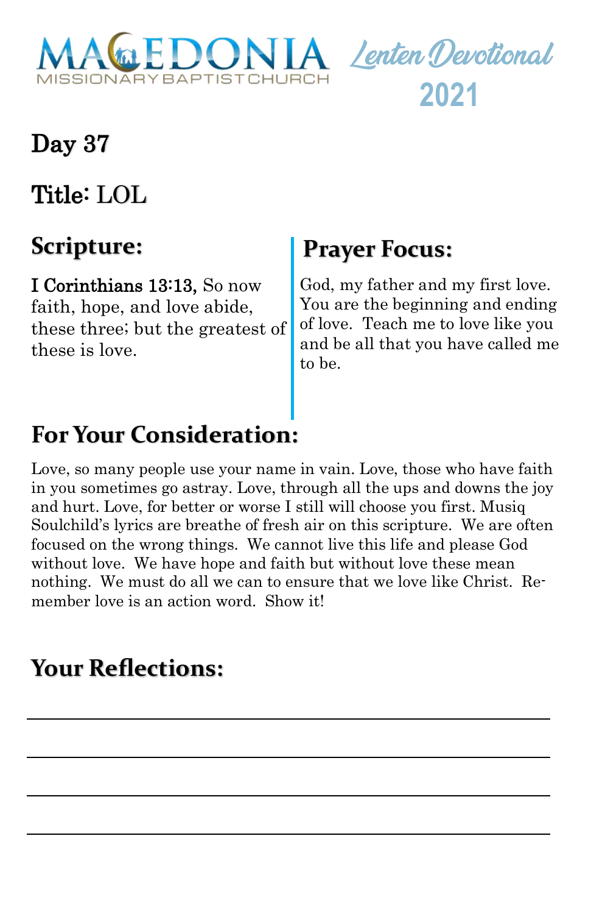MACEDONIA MISSIONARY BAPTIST CHURCH

*Lenten Devotional*
**2021**

## Day 37

## Title: LOL

## Scripture:

**I Corinthians 13:13,** So now faith, hope, and love abide, these three; but the greatest of these is love.

## Prayer Focus:

God, my father and my first love. You are the beginning and ending of love. Teach me to love like you and be all that you have called me to be.

## For Your Consideration:

Love, so many people use your name in vain. Love, those who have faith in you sometimes go astray. Love, through all the ups and downs the joy and hurt. Love, for better or worse I still will choose you first. Musiq Soulchild's lyrics are breathe of fresh air on this scripture. We are often focused on the wrong things. We cannot live this life and please God without love. We have hope and faith but without love these mean nothing. We must do all we can to ensure that we love like Christ. Remember love is an action word. Show it!

## Your Reflections:

\_\_\_\_\_\_\_\_\_\_\_\_\_\_\_\_\_\_\_\_\_\_\_\_\_\_\_\_\_\_\_\_\_\_\_\_\_\_\_\_\_\_\_\_\_\_\_\_

\_\_\_\_\_\_\_\_\_\_\_\_\_\_\_\_\_\_\_\_\_\_\_\_\_\_\_\_\_\_\_\_\_\_\_\_\_\_\_\_\_\_\_\_\_\_\_\_

\_\_\_\_\_\_\_\_\_\_\_\_\_\_\_\_\_\_\_\_\_\_\_\_\_\_\_\_\_\_\_\_\_\_\_\_\_\_\_\_\_\_\_\_\_\_\_\_

\_\_\_\_\_\_\_\_\_\_\_\_\_\_\_\_\_\_\_\_\_\_\_\_\_\_\_\_\_\_\_\_\_\_\_\_\_\_\_\_\_\_\_\_\_\_\_\_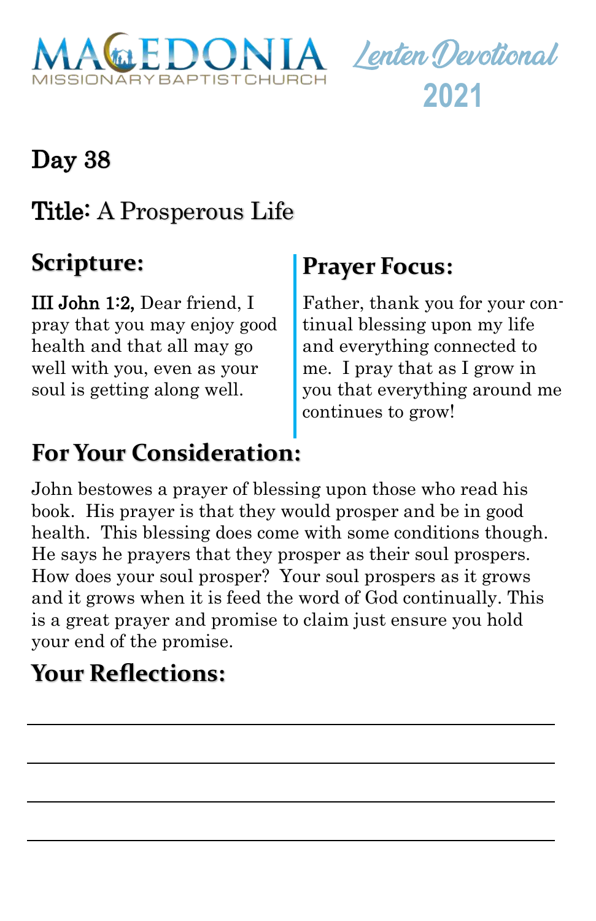MACEDONIA MISSIONARY BAPTIST CHURCH

*Lenten Devotional* **2021**

## Day 38

## Title: A Prosperous Life

### Scripture:

**III John 1:2,** Dear friend, I pray that you may enjoy good health and that all may go well with you, even as your soul is getting along well.

### Prayer Focus:

Father, thank you for your continual blessing upon my life and everything connected to me. I pray that as I grow in you that everything around me continues to grow!

### For Your Consideration:

John bestowes a prayer of blessing upon those who read his book. His prayer is that they would prosper and be in good health. This blessing does come with some conditions though. He says he prayers that they prosper as their soul prospers. How does your soul prosper? Your soul prospers as it grows and it grows when it is feed the word of God continually. This is a great prayer and promise to claim just ensure you hold your end of the promise.

### Your Reflections:

\_\_\_\_\_\_\_\_\_\_\_\_\_\_\_\_\_\_\_\_\_\_\_\_\_\_\_\_\_\_\_\_\_\_\_\_\_\_\_\_

\_\_\_\_\_\_\_\_\_\_\_\_\_\_\_\_\_\_\_\_\_\_\_\_\_\_\_\_\_\_\_\_\_\_\_\_\_\_\_\_

\_\_\_\_\_\_\_\_\_\_\_\_\_\_\_\_\_\_\_\_\_\_\_\_\_\_\_\_\_\_\_\_\_\_\_\_\_\_\_\_

\_\_\_\_\_\_\_\_\_\_\_\_\_\_\_\_\_\_\_\_\_\_\_\_\_\_\_\_\_\_\_\_\_\_\_\_\_\_\_\_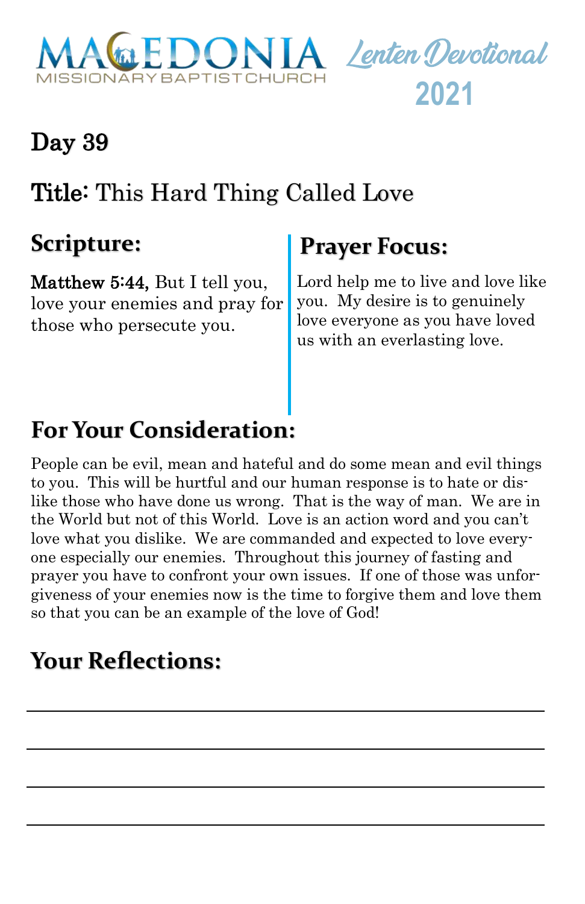# Day 39

## Title: This Hard Thing Called Love

### Scripture:

**Matthew 5:44,** But I tell you, love your enemies and pray for those who persecute you.

### Prayer Focus:

Lord help me to live and love like you. My desire is to genuinely love everyone as you have loved us with an everlasting love.

### For Your Consideration:

People can be evil, mean and hateful and do some mean and evil things to you. This will be hurtful and our human response is to hate or dislike those who have done us wrong. That is the way of man. We are in the World but not of this World. Love is an action word and you can't love what you dislike. We are commanded and expected to love everyone especially our enemies. Throughout this journey of fasting and prayer you have to confront your own issues. If one of those was unforgiveness of your enemies now is the time to forgive them and love them so that you can be an example of the love of God!

### Your Reflections:

\_\_\_\_\_\_\_\_\_\_\_\_\_\_\_\_\_\_\_\_\_\_\_\_\_\_\_\_\_\_\_\_\_\_\_\_\_\_\_\_\_\_\_\_\_\_\_\_

\_\_\_\_\_\_\_\_\_\_\_\_\_\_\_\_\_\_\_\_\_\_\_\_\_\_\_\_\_\_\_\_\_\_\_\_\_\_\_\_\_\_\_\_\_\_\_\_

\_\_\_\_\_\_\_\_\_\_\_\_\_\_\_\_\_\_\_\_\_\_\_\_\_\_\_\_\_\_\_\_\_\_\_\_\_\_\_\_\_\_\_\_\_\_\_\_

\_\_\_\_\_\_\_\_\_\_\_\_\_\_\_\_\_\_\_\_\_\_\_\_\_\_\_\_\_\_\_\_\_\_\_\_\_\_\_\_\_\_\_\_\_\_\_\_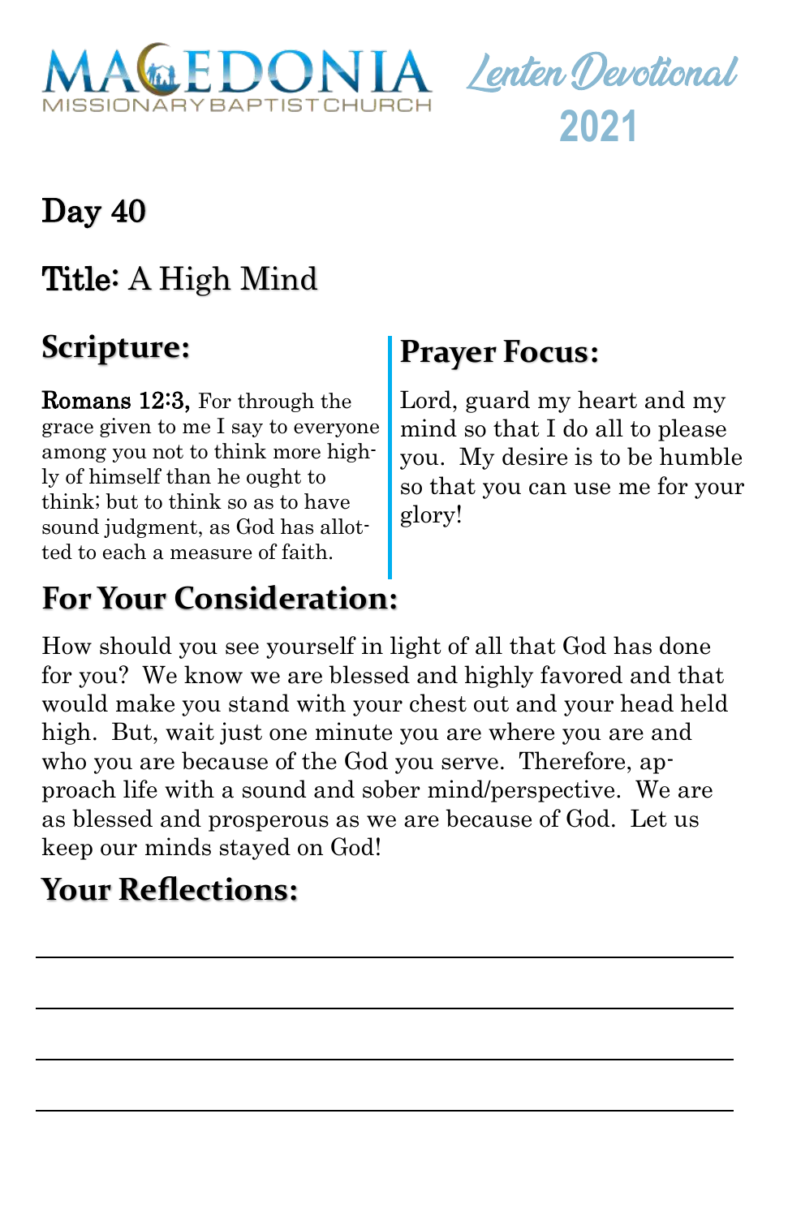MACEDONIA MISSIONARY BAPTIST CHURCH

Lenten Devotional 2021

## Day 40

## Title: A High Mind

### Scripture:

**Romans 12:3,** For through the grace given to me I say to everyone among you not to think more highly of himself than he ought to think; but to think so as to have sound judgment, as God has allotted to each a measure of faith.

### Prayer Focus:

Lord, guard my heart and my mind so that I do all to please you. My desire is to be humble so that you can use me for your glory!

### For Your Consideration:

How should you see yourself in light of all that God has done for you? We know we are blessed and highly favored and that would make you stand with your chest out and your head held high. But, wait just one minute you are where you are and who you are because of the God you serve. Therefore, approach life with a sound and sober mind/perspective. We are as blessed and prosperous as we are because of God. Let us keep our minds stayed on God!

### Your Reflections:

\_\_\_\_\_\_\_\_\_\_\_\_\_\_\_\_\_\_\_\_\_\_\_\_\_\_\_\_\_\_\_\_\_\_\_\_\_\_\_\_\_\_\_\_

\_\_\_\_\_\_\_\_\_\_\_\_\_\_\_\_\_\_\_\_\_\_\_\_\_\_\_\_\_\_\_\_\_\_\_\_\_\_\_\_\_\_\_\_

\_\_\_\_\_\_\_\_\_\_\_\_\_\_\_\_\_\_\_\_\_\_\_\_\_\_\_\_\_\_\_\_\_\_\_\_\_\_\_\_\_\_\_\_

\_\_\_\_\_\_\_\_\_\_\_\_\_\_\_\_\_\_\_\_\_\_\_\_\_\_\_\_\_\_\_\_\_\_\_\_\_\_\_\_\_\_\_\_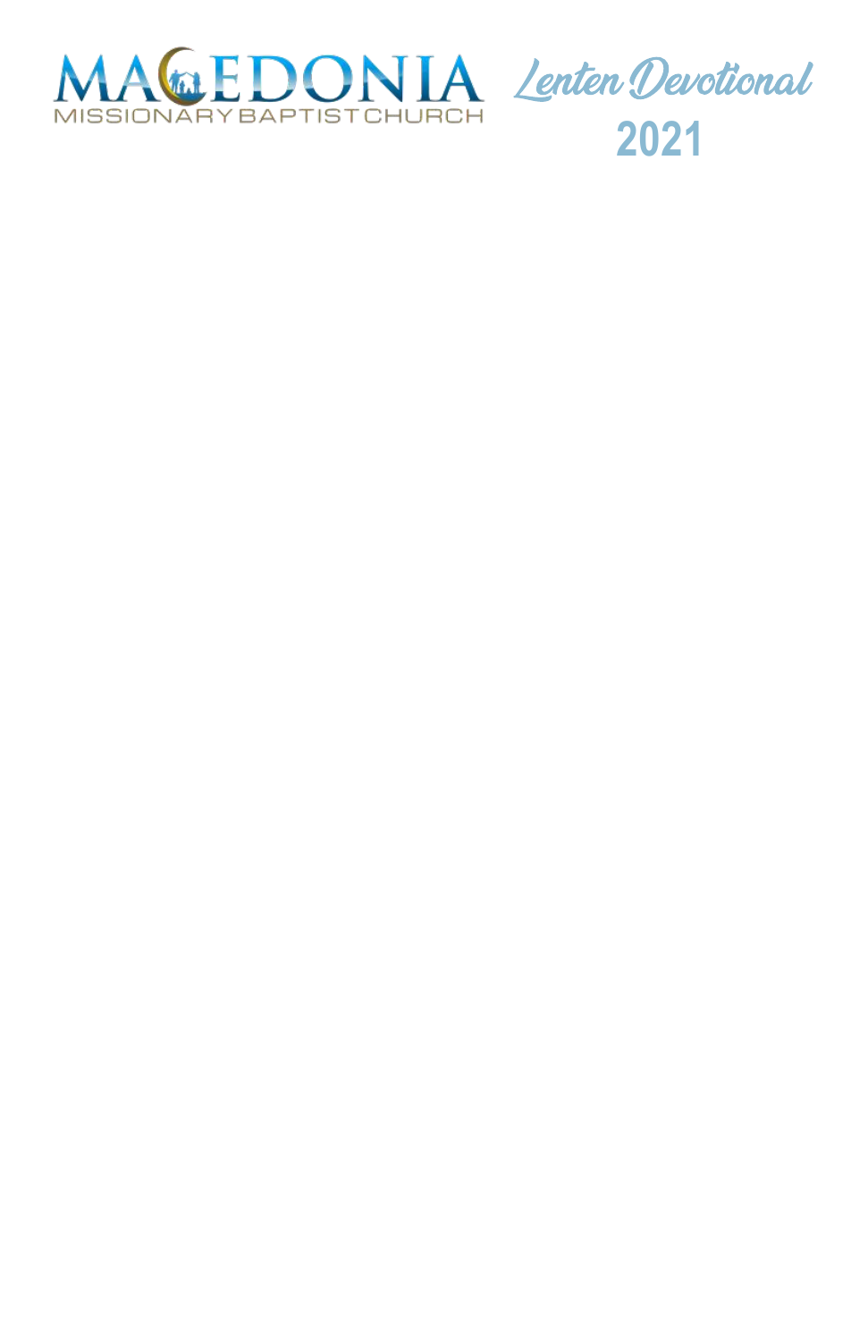MACEDONIA

MISSIONARY BAPTIST CHURCH

Lenten Devotional

2021